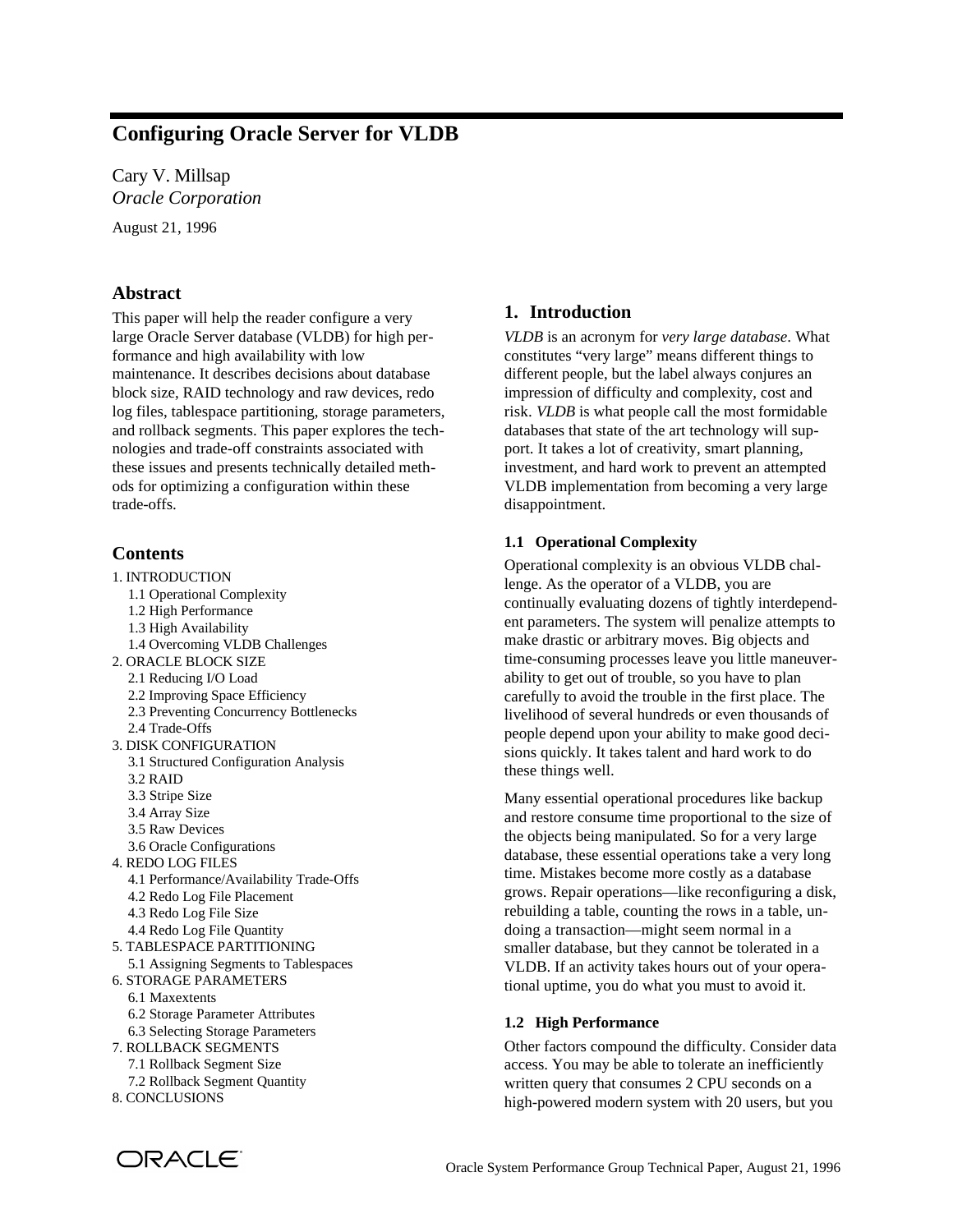# Configuring Oracle Server for VLDB

Cary V. Millsap
*Oracle Corporation*

August 21, 1996

## Abstract

This paper will help the reader configure a very large Oracle Server database (VLDB) for high performance and high availability with low maintenance. It describes decisions about database block size, RAID technology and raw devices, redo log files, tablespace partitioning, storage parameters, and rollback segments. This paper explores the technologies and trade-off constraints associated with these issues and presents technically detailed methods for optimizing a configuration within these trade-offs.

## Contents

1. INTRODUCTION
   - 1.1 Operational Complexity
   - 1.2 High Performance
   - 1.3 High Availability
   - 1.4 Overcoming VLDB Challenges
2. ORACLE BLOCK SIZE
   - 2.1 Reducing I/O Load
   - 2.2 Improving Space Efficiency
   - 2.3 Preventing Concurrency Bottlenecks
   - 2.4 Trade-Offs
3. DISK CONFIGURATION
   - 3.1 Structured Configuration Analysis
   - 3.2 RAID
   - 3.3 Stripe Size
   - 3.4 Array Size
   - 3.5 Raw Devices
   - 3.6 Oracle Configurations
4. REDO LOG FILES
   - 4.1 Performance/Availability Trade-Offs
   - 4.2 Redo Log File Placement
   - 4.3 Redo Log File Size
   - 4.4 Redo Log File Quantity
5. TABLESPACE PARTITIONING
   - 5.1 Assigning Segments to Tablespaces
6. STORAGE PARAMETERS
   - 6.1 Maxextents
   - 6.2 Storage Parameter Attributes
   - 6.3 Selecting Storage Parameters
7. ROLLBACK SEGMENTS
   - 7.1 Rollback Segment Size
   - 7.2 Rollback Segment Quantity
8. CONCLUSIONS

## 1. Introduction

*VLDB* is an acronym for *very large database*. What constitutes "very large" means different things to different people, but the label always conjures an impression of difficulty and complexity, cost and risk. *VLDB* is what people call the most formidable databases that state of the art technology will support. It takes a lot of creativity, smart planning, investment, and hard work to prevent an attempted VLDB implementation from becoming a very large disappointment.

### 1.1 Operational Complexity

Operational complexity is an obvious VLDB challenge. As the operator of a VLDB, you are continually evaluating dozens of tightly interdependent parameters. The system will penalize attempts to make drastic or arbitrary moves. Big objects and time-consuming processes leave you little maneuverability to get out of trouble, so you have to plan carefully to avoid the trouble in the first place. The livelihood of several hundreds or even thousands of people depend upon your ability to make good decisions quickly. It takes talent and hard work to do these things well.

Many essential operational procedures like backup and restore consume time proportional to the size of the objects being manipulated. So for a very large database, these essential operations take a very long time. Mistakes become more costly as a database grows. Repair operations—like reconfiguring a disk, rebuilding a table, counting the rows in a table, undoing a transaction—might seem normal in a smaller database, but they cannot be tolerated in a VLDB. If an activity takes hours out of your operational uptime, you do what you must to avoid it.

### 1.2 High Performance

Other factors compound the difficulty. Consider data access. You may be able to tolerate an inefficiently written query that consumes 2 CPU seconds on a high-powered modern system with 20 users, but you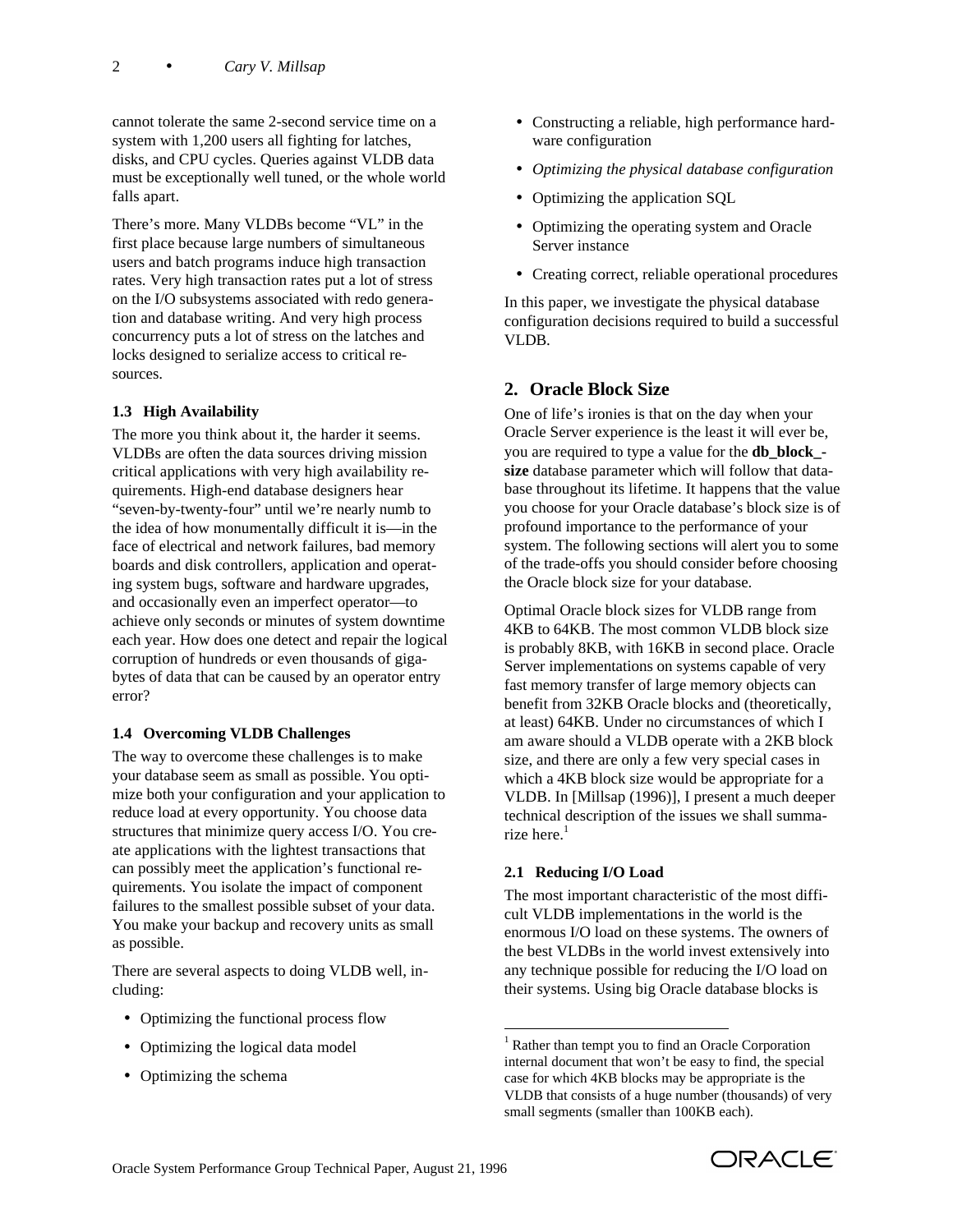cannot tolerate the same 2-second service time on a system with 1,200 users all fighting for latches, disks, and CPU cycles. Queries against VLDB data must be exceptionally well tuned, or the whole world falls apart.

There's more. Many VLDBs become "VL" in the first place because large numbers of simultaneous users and batch programs induce high transaction rates. Very high transaction rates put a lot of stress on the I/O subsystems associated with redo generation and database writing. And very high process concurrency puts a lot of stress on the latches and locks designed to serialize access to critical resources.

### 1.3 High Availability

The more you think about it, the harder it seems. VLDBs are often the data sources driving mission critical applications with very high availability requirements. High-end database designers hear "seven-by-twenty-four" until we're nearly numb to the idea of how monumentally difficult it is—in the face of electrical and network failures, bad memory boards and disk controllers, application and operating system bugs, software and hardware upgrades, and occasionally even an imperfect operator—to achieve only seconds or minutes of system downtime each year. How does one detect and repair the logical corruption of hundreds or even thousands of gigabytes of data that can be caused by an operator entry error?

### 1.4 Overcoming VLDB Challenges

The way to overcome these challenges is to make your database seem as small as possible. You optimize both your configuration and your application to reduce load at every opportunity. You choose data structures that minimize query access I/O. You create applications with the lightest transactions that can possibly meet the application's functional requirements. You isolate the impact of component failures to the smallest possible subset of your data. You make your backup and recovery units as small as possible.

There are several aspects to doing VLDB well, including:

- Optimizing the functional process flow
- Optimizing the logical data model
- Optimizing the schema
- Constructing a reliable, high performance hardware configuration
- *Optimizing the physical database configuration*
- Optimizing the application SQL
- Optimizing the operating system and Oracle Server instance
- Creating correct, reliable operational procedures

In this paper, we investigate the physical database configuration decisions required to build a successful VLDB.

## 2. Oracle Block Size

One of life's ironies is that on the day when your Oracle Server experience is the least it will ever be, you are required to type a value for the **db_block_size** database parameter which will follow that database throughout its lifetime. It happens that the value you choose for your Oracle database's block size is of profound importance to the performance of your system. The following sections will alert you to some of the trade-offs you should consider before choosing the Oracle block size for your database.

Optimal Oracle block sizes for VLDB range from 4KB to 64KB. The most common VLDB block size is probably 8KB, with 16KB in second place. Oracle Server implementations on systems capable of very fast memory transfer of large memory objects can benefit from 32KB Oracle blocks and (theoretically, at least) 64KB. Under no circumstances of which I am aware should a VLDB operate with a 2KB block size, and there are only a few very special cases in which a 4KB block size would be appropriate for a VLDB. In [Millsap (1996)], I present a much deeper technical description of the issues we shall summarize here.[1]

### 2.1 Reducing I/O Load

The most important characteristic of the most difficult VLDB implementations in the world is the enormous I/O load on these systems. The owners of the best VLDBs in the world invest extensively into any technique possible for reducing the I/O load on their systems. Using big Oracle database blocks is

[1] Rather than tempt you to find an Oracle Corporation internal document that won't be easy to find, the special case for which 4KB blocks may be appropriate is the VLDB that consists of a huge number (thousands) of very small segments (smaller than 100KB each).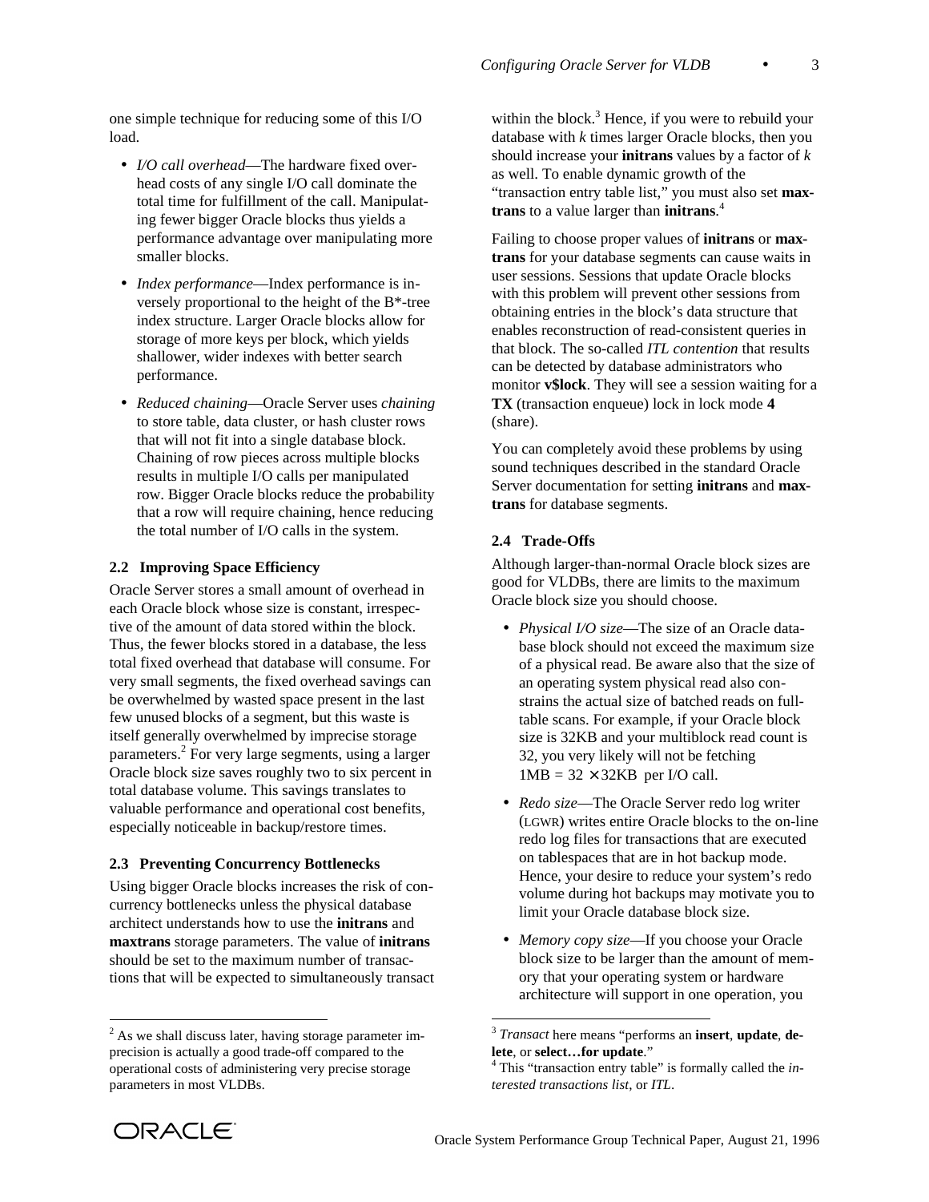one simple technique for reducing some of this I/O load.

- *I/O call overhead*—The hardware fixed overhead costs of any single I/O call dominate the total time for fulfillment of the call. Manipulating fewer bigger Oracle blocks thus yields a performance advantage over manipulating more smaller blocks.
- *Index performance*—Index performance is inversely proportional to the height of the B*-tree index structure. Larger Oracle blocks allow for storage of more keys per block, which yields shallower, wider indexes with better search performance.
- *Reduced chaining*—Oracle Server uses *chaining* to store table, data cluster, or hash cluster rows that will not fit into a single database block. Chaining of row pieces across multiple blocks results in multiple I/O calls per manipulated row. Bigger Oracle blocks reduce the probability that a row will require chaining, hence reducing the total number of I/O calls in the system.

### 2.2 Improving Space Efficiency

Oracle Server stores a small amount of overhead in each Oracle block whose size is constant, irrespective of the amount of data stored within the block. Thus, the fewer blocks stored in a database, the less total fixed overhead that database will consume. For very small segments, the fixed overhead savings can be overwhelmed by wasted space present in the last few unused blocks of a segment, but this waste is itself generally overwhelmed by imprecise storage parameters.[2] For very large segments, using a larger Oracle block size saves roughly two to six percent in total database volume. This savings translates to valuable performance and operational cost benefits, especially noticeable in backup/restore times.

### 2.3 Preventing Concurrency Bottlenecks

Using bigger Oracle blocks increases the risk of concurrency bottlenecks unless the physical database architect understands how to use the **initrans** and **maxtrans** storage parameters. The value of **initrans** should be set to the maximum number of transactions that will be expected to simultaneously transact within the block.[3] Hence, if you were to rebuild your database with *k* times larger Oracle blocks, then you should increase your **initrans** values by a factor of *k* as well. To enable dynamic growth of the "transaction entry table list," you must also set **maxtrans** to a value larger than **initrans**.[4]

Failing to choose proper values of **initrans** or **maxtrans** for your database segments can cause waits in user sessions. Sessions that update Oracle blocks with this problem will prevent other sessions from obtaining entries in the block's data structure that enables reconstruction of read-consistent queries in that block. The so-called *ITL contention* that results can be detected by database administrators who monitor **v$lock**. They will see a session waiting for a **TX** (transaction enqueue) lock in lock mode **4** (share).

You can completely avoid these problems by using sound techniques described in the standard Oracle Server documentation for setting **initrans** and **maxtrans** for database segments.

### 2.4 Trade-Offs

Although larger-than-normal Oracle block sizes are good for VLDBs, there are limits to the maximum Oracle block size you should choose.

- *Physical I/O size*—The size of an Oracle database block should not exceed the maximum size of a physical read. Be aware also that the size of an operating system physical read also constrains the actual size of batched reads on full-table scans. For example, if your Oracle block size is 32KB and your multiblock read count is 32, you very likely will not be fetching $1\text{MB} = 32 \times 32\text{KB}$ per I/O call.
- *Redo size*—The Oracle Server redo log writer (LGWR) writes entire Oracle blocks to the on-line redo log files for transactions that are executed on tablespaces that are in hot backup mode. Hence, your desire to reduce your system's redo volume during hot backups may motivate you to limit your Oracle database block size.
- *Memory copy size*—If you choose your Oracle block size to be larger than the amount of memory that your operating system or hardware architecture will support in one operation, you

---

[2] As we shall discuss later, having storage parameter imprecision is actually a good trade-off compared to the operational costs of administering very precise storage parameters in most VLDBs.

[3] *Transact* here means "performs an **insert**, **update**, **delete**, or **select…for update**."

[4] This "transaction entry table" is formally called the *interested transactions list*, or *ITL*.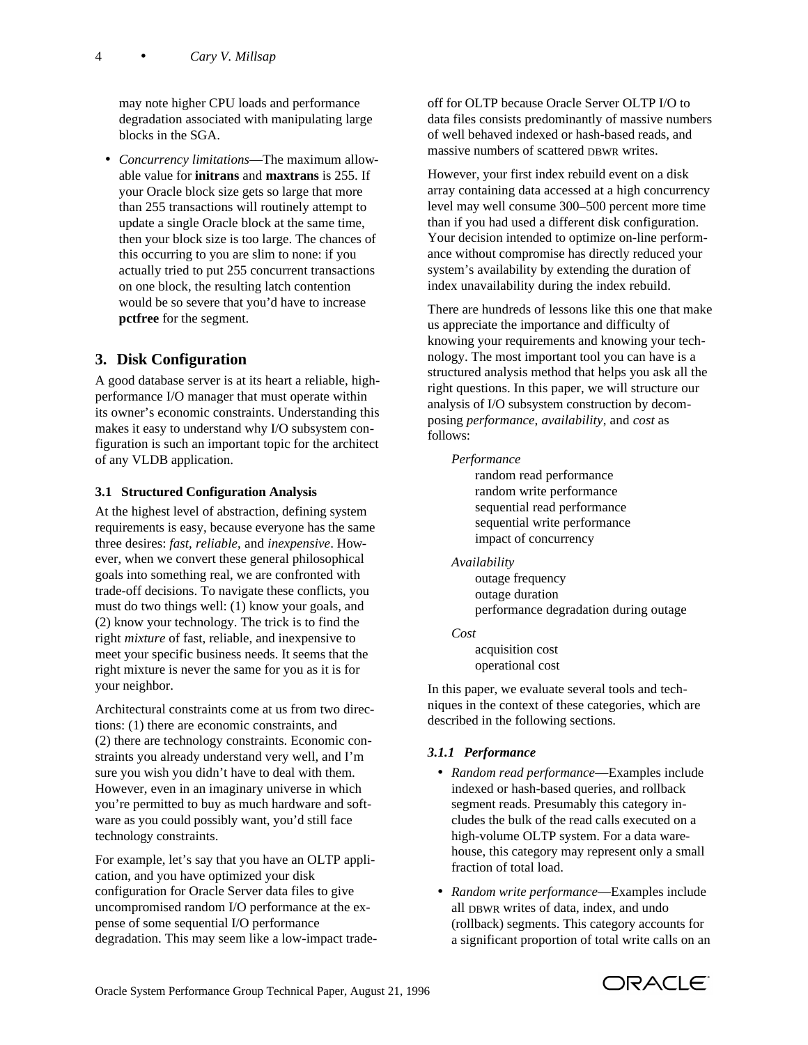may note higher CPU loads and performance degradation associated with manipulating large blocks in the SGA.

- *Concurrency limitations*—The maximum allowable value for **initrans** and **maxtrans** is 255. If your Oracle block size gets so large that more than 255 transactions will routinely attempt to update a single Oracle block at the same time, then your block size is too large. The chances of this occurring to you are slim to none: if you actually tried to put 255 concurrent transactions on one block, the resulting latch contention would be so severe that you'd have to increase **pctfree** for the segment.

## 3. Disk Configuration

A good database server is at its heart a reliable, high-performance I/O manager that must operate within its owner's economic constraints. Understanding this makes it easy to understand why I/O subsystem configuration is such an important topic for the architect of any VLDB application.

### 3.1 Structured Configuration Analysis

At the highest level of abstraction, defining system requirements is easy, because everyone has the same three desires: *fast*, *reliable*, and *inexpensive*. However, when we convert these general philosophical goals into something real, we are confronted with trade-off decisions. To navigate these conflicts, you must do two things well: (1) know your goals, and (2) know your technology. The trick is to find the right *mixture* of fast, reliable, and inexpensive to meet your specific business needs. It seems that the right mixture is never the same for you as it is for your neighbor.

Architectural constraints come at us from two directions: (1) there are economic constraints, and (2) there are technology constraints. Economic constraints you already understand very well, and I'm sure you wish you didn't have to deal with them. However, even in an imaginary universe in which you're permitted to buy as much hardware and software as you could possibly want, you'd still face technology constraints.

For example, let's say that you have an OLTP application, and you have optimized your disk configuration for Oracle Server data files to give uncompromised random I/O performance at the expense of some sequential I/O performance degradation. This may seem like a low-impact trade-off for OLTP because Oracle Server OLTP I/O to data files consists predominantly of massive numbers of well behaved indexed or hash-based reads, and massive numbers of scattered DBWR writes.

However, your first index rebuild event on a disk array containing data accessed at a high concurrency level may well consume 300–500 percent more time than if you had used a different disk configuration. Your decision intended to optimize on-line performance without compromise has directly reduced your system's availability by extending the duration of index unavailability during the index rebuild.

There are hundreds of lessons like this one that make us appreciate the importance and difficulty of knowing your requirements and knowing your technology. The most important tool you can have is a structured analysis method that helps you ask all the right questions. In this paper, we will structure our analysis of I/O subsystem construction by decomposing *performance*, *availability*, and *cost* as follows:

*Performance*
- random read performance
- random write performance
- sequential read performance
- sequential write performance
- impact of concurrency

*Availability*
- outage frequency
- outage duration
- performance degradation during outage

*Cost*
- acquisition cost
- operational cost

In this paper, we evaluate several tools and techniques in the context of these categories, which are described in the following sections.

#### 3.1.1 Performance

- *Random read performance*—Examples include indexed or hash-based queries, and rollback segment reads. Presumably this category includes the bulk of the read calls executed on a high-volume OLTP system. For a data warehouse, this category may represent only a small fraction of total load.
- *Random write performance*—Examples include all DBWR writes of data, index, and undo (rollback) segments. This category accounts for a significant proportion of total write calls on an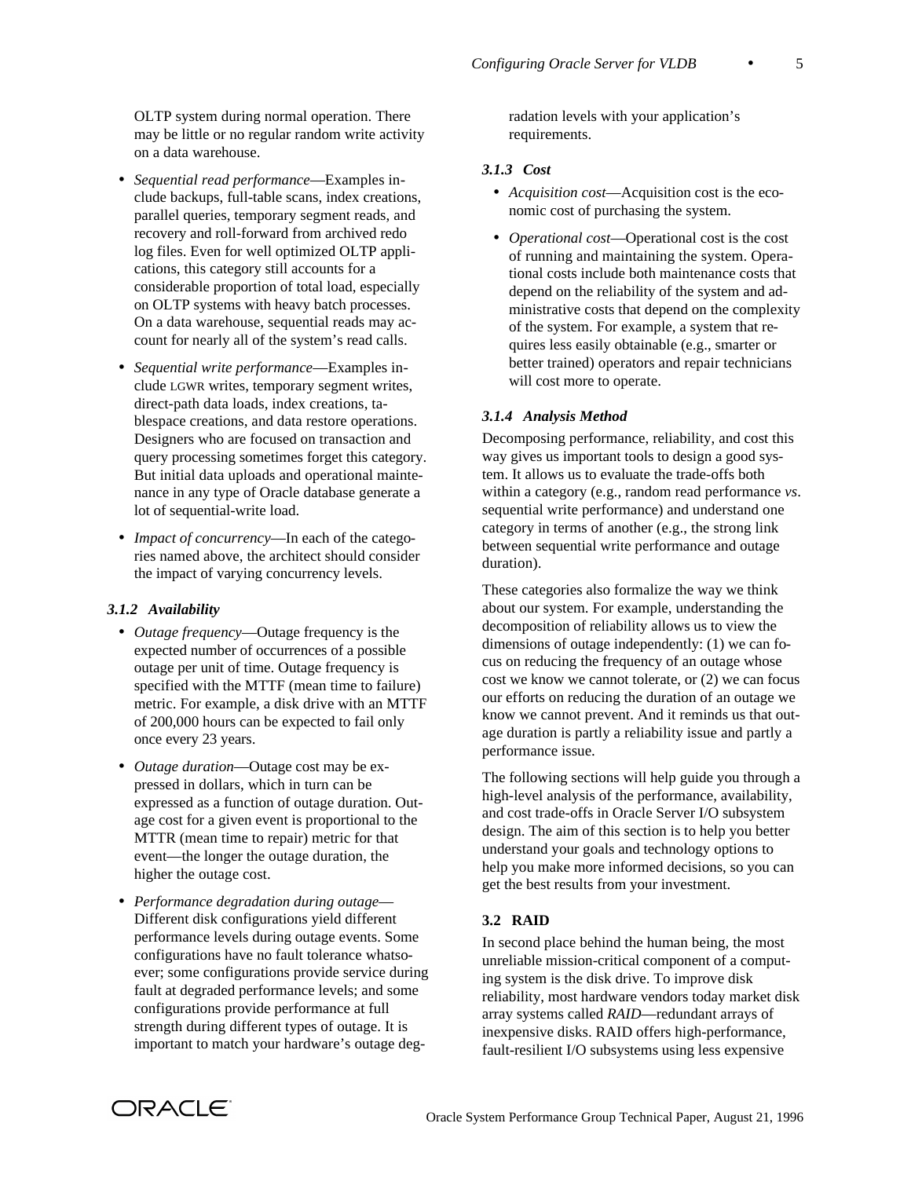OLTP system during normal operation. There may be little or no regular random write activity on a data warehouse.

- *Sequential read performance*—Examples include backups, full-table scans, index creations, parallel queries, temporary segment reads, and recovery and roll-forward from archived redo log files. Even for well optimized OLTP applications, this category still accounts for a considerable proportion of total load, especially on OLTP systems with heavy batch processes. On a data warehouse, sequential reads may account for nearly all of the system's read calls.
- *Sequential write performance*—Examples include LGWR writes, temporary segment writes, direct-path data loads, index creations, tablespace creations, and data restore operations. Designers who are focused on transaction and query processing sometimes forget this category. But initial data uploads and operational maintenance in any type of Oracle database generate a lot of sequential-write load.
- *Impact of concurrency*—In each of the categories named above, the architect should consider the impact of varying concurrency levels.

#### *3.1.2 Availability*

- *Outage frequency*—Outage frequency is the expected number of occurrences of a possible outage per unit of time. Outage frequency is specified with the MTTF (mean time to failure) metric. For example, a disk drive with an MTTF of 200,000 hours can be expected to fail only once every 23 years.
- *Outage duration*—Outage cost may be expressed in dollars, which in turn can be expressed as a function of outage duration. Outage cost for a given event is proportional to the MTTR (mean time to repair) metric for that event—the longer the outage duration, the higher the outage cost.
- *Performance degradation during outage*—Different disk configurations yield different performance levels during outage events. Some configurations have no fault tolerance whatsoever; some configurations provide service during fault at degraded performance levels; and some configurations provide performance at full strength during different types of outage. It is important to match your hardware's outage degradation levels with your application's requirements.

#### *3.1.3 Cost*

- *Acquisition cost*—Acquisition cost is the economic cost of purchasing the system.
- *Operational cost*—Operational cost is the cost of running and maintaining the system. Operational costs include both maintenance costs that depend on the reliability of the system and administrative costs that depend on the complexity of the system. For example, a system that requires less easily obtainable (e.g., smarter or better trained) operators and repair technicians will cost more to operate.

#### *3.1.4 Analysis Method*

Decomposing performance, reliability, and cost this way gives us important tools to design a good system. It allows us to evaluate the trade-offs both within a category (e.g., random read performance *vs*. sequential write performance) and understand one category in terms of another (e.g., the strong link between sequential write performance and outage duration).

These categories also formalize the way we think about our system. For example, understanding the decomposition of reliability allows us to view the dimensions of outage independently: (1) we can focus on reducing the frequency of an outage whose cost we know we cannot tolerate, or (2) we can focus our efforts on reducing the duration of an outage we know we cannot prevent. And it reminds us that outage duration is partly a reliability issue and partly a performance issue.

The following sections will help guide you through a high-level analysis of the performance, availability, and cost trade-offs in Oracle Server I/O subsystem design. The aim of this section is to help you better understand your goals and technology options to help you make more informed decisions, so you can get the best results from your investment.

### 3.2 RAID

In second place behind the human being, the most unreliable mission-critical component of a computing system is the disk drive. To improve disk reliability, most hardware vendors today market disk array systems called *RAID*—redundant arrays of inexpensive disks. RAID offers high-performance, fault-resilient I/O subsystems using less expensive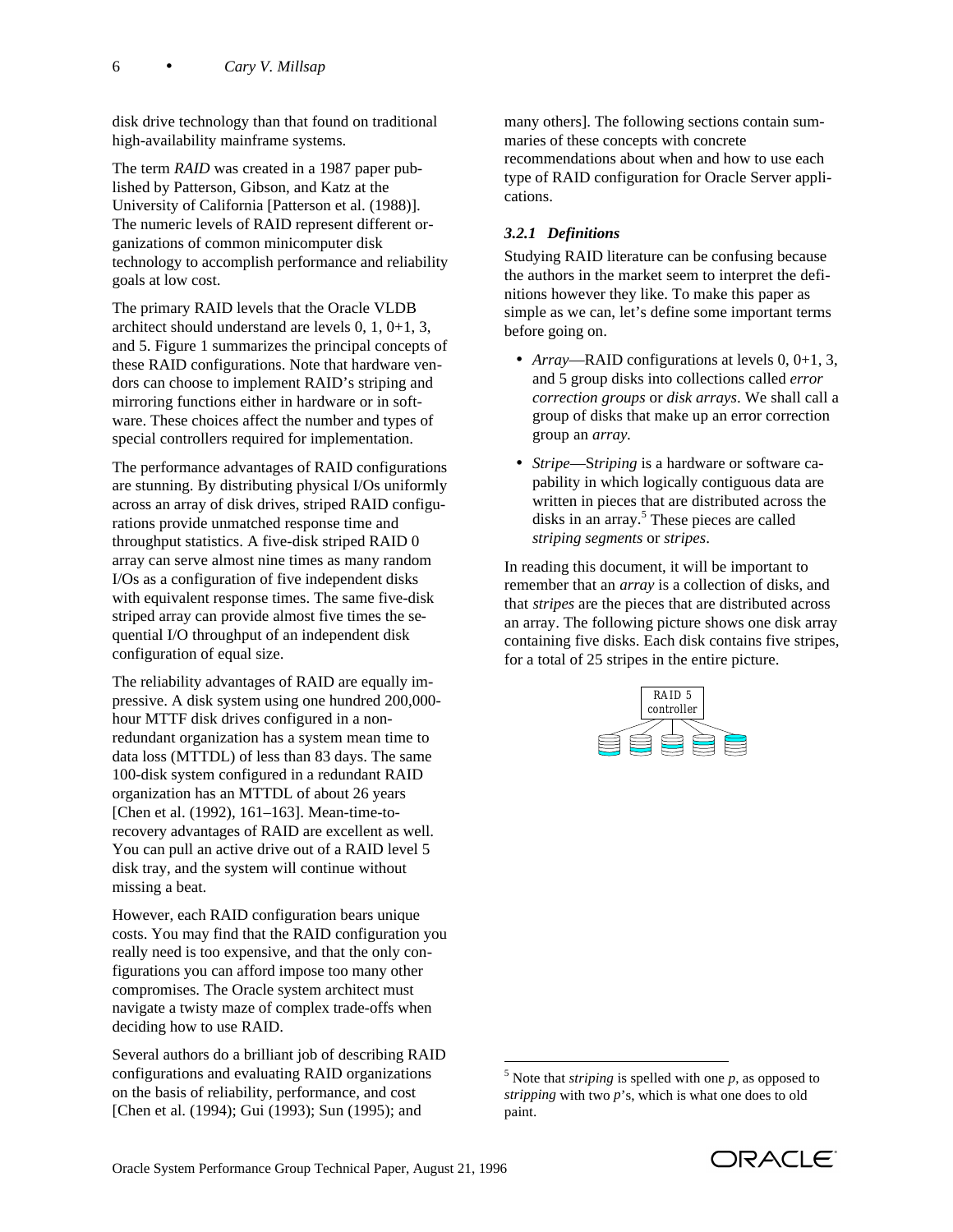disk drive technology than that found on traditional high-availability mainframe systems.

The term *RAID* was created in a 1987 paper published by Patterson, Gibson, and Katz at the University of California [Patterson et al. (1988)]. The numeric levels of RAID represent different organizations of common minicomputer disk technology to accomplish performance and reliability goals at low cost.

The primary RAID levels that the Oracle VLDB architect should understand are levels 0, 1, 0+1, 3, and 5. Figure 1 summarizes the principal concepts of these RAID configurations. Note that hardware vendors can choose to implement RAID's striping and mirroring functions either in hardware or in software. These choices affect the number and types of special controllers required for implementation.

The performance advantages of RAID configurations are stunning. By distributing physical I/Os uniformly across an array of disk drives, striped RAID configurations provide unmatched response time and throughput statistics. A five-disk striped RAID 0 array can serve almost nine times as many random I/Os as a configuration of five independent disks with equivalent response times. The same five-disk striped array can provide almost five times the sequential I/O throughput of an independent disk configuration of equal size.

The reliability advantages of RAID are equally impressive. A disk system using one hundred 200,000-hour MTTF disk drives configured in a non-redundant organization has a system mean time to data loss (MTTDL) of less than 83 days. The same 100-disk system configured in a redundant RAID organization has an MTTDL of about 26 years [Chen et al. (1992), 161–163]. Mean-time-to-recovery advantages of RAID are excellent as well. You can pull an active drive out of a RAID level 5 disk tray, and the system will continue without missing a beat.

However, each RAID configuration bears unique costs. You may find that the RAID configuration you really need is too expensive, and that the only configurations you can afford impose too many other compromises. The Oracle system architect must navigate a twisty maze of complex trade-offs when deciding how to use RAID.

Several authors do a brilliant job of describing RAID configurations and evaluating RAID organizations on the basis of reliability, performance, and cost [Chen et al. (1994); Gui (1993); Sun (1995); and many others]. The following sections contain summaries of these concepts with concrete recommendations about when and how to use each type of RAID configuration for Oracle Server applications.

### *3.2.1 Definitions*

Studying RAID literature can be confusing because the authors in the market seem to interpret the definitions however they like. To make this paper as simple as we can, let's define some important terms before going on.

- *Array*—RAID configurations at levels 0, 0+1, 3, and 5 group disks into collections called *error correction groups* or *disk arrays*. We shall call a group of disks that make up an error correction group an *array*.
- *Stripe*—S*triping* is a hardware or software capability in which logically contiguous data are written in pieces that are distributed across the disks in an array.[5] These pieces are called *striping segments* or *stripes*.

In reading this document, it will be important to remember that an *array* is a collection of disks, and that *stripes* are the pieces that are distributed across an array. The following picture shows one disk array containing five disks. Each disk contains five stripes, for a total of 25 stripes in the entire picture.

RAID 5 controller

[5] Note that *striping* is spelled with one *p*, as opposed to *stripping* with two *p*'s, which is what one does to old paint.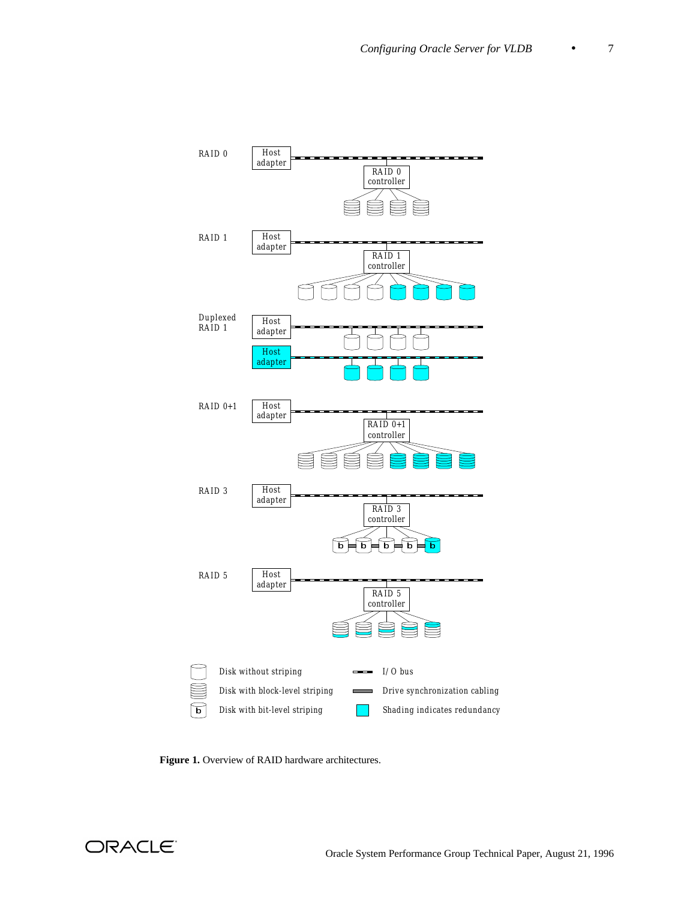Figure 1. Overview of RAID hardware architectures.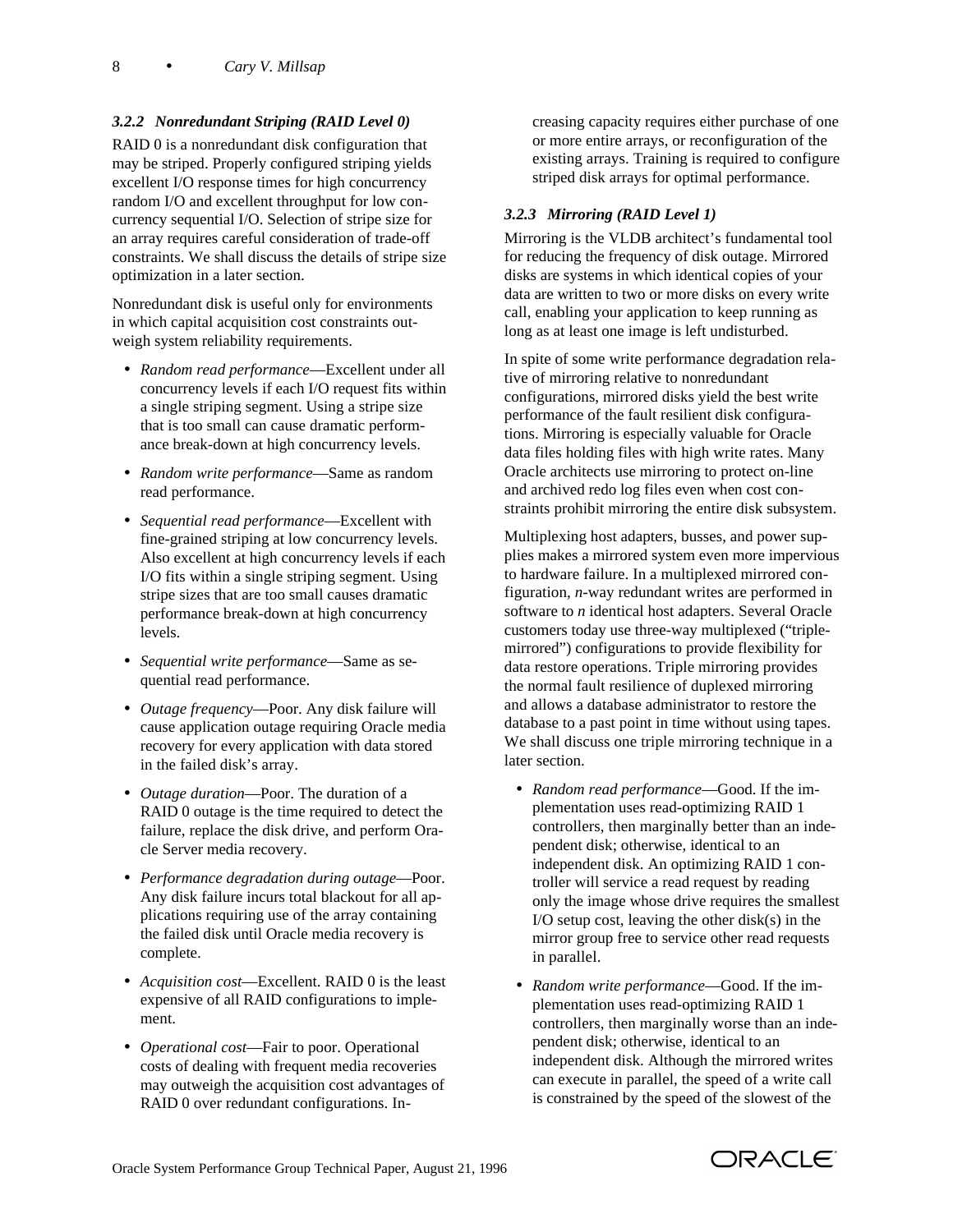### 3.2.2 Nonredundant Striping (RAID Level 0)

RAID 0 is a nonredundant disk configuration that may be striped. Properly configured striping yields excellent I/O response times for high concurrency random I/O and excellent throughput for low concurrency sequential I/O. Selection of stripe size for an array requires careful consideration of trade-off constraints. We shall discuss the details of stripe size optimization in a later section.

Nonredundant disk is useful only for environments in which capital acquisition cost constraints outweigh system reliability requirements.

- *Random read performance*—Excellent under all concurrency levels if each I/O request fits within a single striping segment. Using a stripe size that is too small can cause dramatic performance break-down at high concurrency levels.
- *Random write performance*—Same as random read performance.
- *Sequential read performance*—Excellent with fine-grained striping at low concurrency levels. Also excellent at high concurrency levels if each I/O fits within a single striping segment. Using stripe sizes that are too small causes dramatic performance break-down at high concurrency levels.
- *Sequential write performance*—Same as sequential read performance.
- *Outage frequency*—Poor. Any disk failure will cause application outage requiring Oracle media recovery for every application with data stored in the failed disk's array.
- *Outage duration*—Poor. The duration of a RAID 0 outage is the time required to detect the failure, replace the disk drive, and perform Oracle Server media recovery.
- *Performance degradation during outage*—Poor. Any disk failure incurs total blackout for all applications requiring use of the array containing the failed disk until Oracle media recovery is complete.
- *Acquisition cost*—Excellent. RAID 0 is the least expensive of all RAID configurations to implement.
- *Operational cost*—Fair to poor. Operational costs of dealing with frequent media recoveries may outweigh the acquisition cost advantages of RAID 0 over redundant configurations. Increasing capacity requires either purchase of one or more entire arrays, or reconfiguration of the existing arrays. Training is required to configure striped disk arrays for optimal performance.

### 3.2.3 Mirroring (RAID Level 1)

Mirroring is the VLDB architect's fundamental tool for reducing the frequency of disk outage. Mirrored disks are systems in which identical copies of your data are written to two or more disks on every write call, enabling your application to keep running as long as at least one image is left undisturbed.

In spite of some write performance degradation relative of mirroring relative to nonredundant configurations, mirrored disks yield the best write performance of the fault resilient disk configurations. Mirroring is especially valuable for Oracle data files holding files with high write rates. Many Oracle architects use mirroring to protect on-line and archived redo log files even when cost constraints prohibit mirroring the entire disk subsystem.

Multiplexing host adapters, busses, and power supplies makes a mirrored system even more impervious to hardware failure. In a multiplexed mirrored configuration, *n*-way redundant writes are performed in software to *n* identical host adapters. Several Oracle customers today use three-way multiplexed ("triple-mirrored") configurations to provide flexibility for data restore operations. Triple mirroring provides the normal fault resilience of duplexed mirroring and allows a database administrator to restore the database to a past point in time without using tapes. We shall discuss one triple mirroring technique in a later section.

- *Random read performance*—Good. If the implementation uses read-optimizing RAID 1 controllers, then marginally better than an independent disk; otherwise, identical to an independent disk. An optimizing RAID 1 controller will service a read request by reading only the image whose drive requires the smallest I/O setup cost, leaving the other disk(s) in the mirror group free to service other read requests in parallel.
- *Random write performance*—Good. If the implementation uses read-optimizing RAID 1 controllers, then marginally worse than an independent disk; otherwise, identical to an independent disk. Although the mirrored writes can execute in parallel, the speed of a write call is constrained by the speed of the slowest of the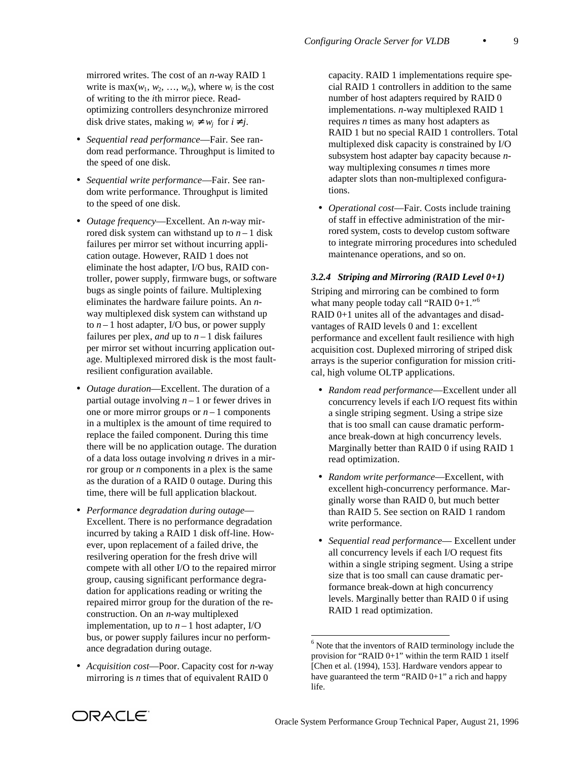mirrored writes. The cost of an $n$-way RAID 1 write is $\max(w_1, w_2, \ldots, w_n)$, where $w_i$ is the cost of writing to the $i$th mirror piece. Read-optimizing controllers desynchronize mirrored disk drive states, making $w_i \neq w_j$ for $i \neq j$.

- *Sequential read performance*—Fair. See random read performance. Throughput is limited to the speed of one disk.
- *Sequential write performance*—Fair. See random write performance. Throughput is limited to the speed of one disk.
- *Outage frequency*—Excellent. An $n$-way mirrored disk system can withstand up to $n - 1$ disk failures per mirror set without incurring application outage. However, RAID 1 does not eliminate the host adapter, I/O bus, RAID controller, power supply, firmware bugs, or software bugs as single points of failure. Multiplexing eliminates the hardware failure points. An $n$-way multiplexed disk system can withstand up to $n - 1$ host adapter, I/O bus, or power supply failures per plex, *and* up to $n - 1$ disk failures per mirror set without incurring application outage. Multiplexed mirrored disk is the most fault-resilient configuration available.
- *Outage duration*—Excellent. The duration of a partial outage involving $n - 1$ or fewer drives in one or more mirror groups or $n - 1$ components in a multiplex is the amount of time required to replace the failed component. During this time there will be no application outage. The duration of a data loss outage involving $n$ drives in a mirror group or $n$ components in a plex is the same as the duration of a RAID 0 outage. During this time, there will be full application blackout.
- *Performance degradation during outage*—Excellent. There is no performance degradation incurred by taking a RAID 1 disk off-line. However, upon replacement of a failed drive, the resilvering operation for the fresh drive will compete with all other I/O to the repaired mirror group, causing significant performance degradation for applications reading or writing the repaired mirror group for the duration of the reconstruction. On an $n$-way multiplexed implementation, up to $n - 1$ host adapter, I/O bus, or power supply failures incur no performance degradation during outage.
- *Acquisition cost*—Poor. Capacity cost for $n$-way mirroring is $n$ times that of equivalent RAID 0 capacity. RAID 1 implementations require special RAID 1 controllers in addition to the same number of host adapters required by RAID 0 implementations. $n$-way multiplexed RAID 1 requires $n$ times as many host adapters as RAID 1 but no special RAID 1 controllers. Total multiplexed disk capacity is constrained by I/O subsystem host adapter bay capacity because $n$-way multiplexing consumes $n$ times more adapter slots than non-multiplexed configurations.
- *Operational cost*—Fair. Costs include training of staff in effective administration of the mirrored system, costs to develop custom software to integrate mirroring procedures into scheduled maintenance operations, and so on.

### 3.2.4 Striping and Mirroring (RAID Level 0+1)

Striping and mirroring can be combined to form what many people today call “RAID 0+1.”[6] RAID 0+1 unites all of the advantages and disadvantages of RAID levels 0 and 1: excellent performance and excellent fault resilience with high acquisition cost. Duplexed mirroring of striped disk arrays is the superior configuration for mission critical, high volume OLTP applications.

- *Random read performance*—Excellent under all concurrency levels if each I/O request fits within a single striping segment. Using a stripe size that is too small can cause dramatic performance break-down at high concurrency levels. Marginally better than RAID 0 if using RAID 1 read optimization.
- *Random write performance*—Excellent, with excellent high-concurrency performance. Marginally worse than RAID 0, but much better than RAID 5. See section on RAID 1 random write performance.
- *Sequential read performance*— Excellent under all concurrency levels if each I/O request fits within a single striping segment. Using a stripe size that is too small can cause dramatic performance break-down at high concurrency levels. Marginally better than RAID 0 if using RAID 1 read optimization.

[6] Note that the inventors of RAID terminology include the provision for “RAID 0+1” within the term RAID 1 itself [Chen et al. (1994), 153]. Hardware vendors appear to have guaranteed the term “RAID 0+1” a rich and happy life.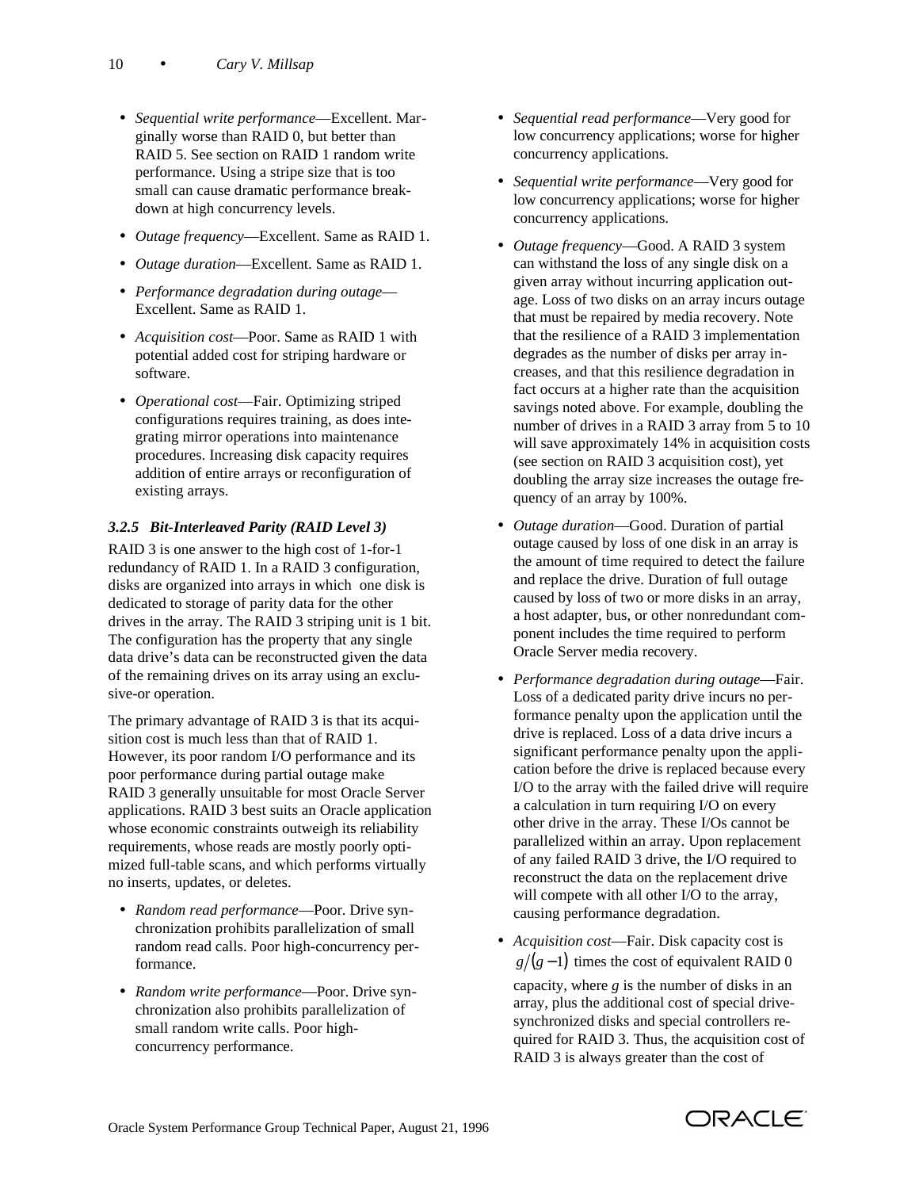- *Sequential write performance*—Excellent. Marginally worse than RAID 0, but better than RAID 5. See section on RAID 1 random write performance. Using a stripe size that is too small can cause dramatic performance breakdown at high concurrency levels.
- *Outage frequency*—Excellent. Same as RAID 1.
- *Outage duration*—Excellent. Same as RAID 1.
- *Performance degradation during outage*—Excellent. Same as RAID 1.
- *Acquisition cost*—Poor. Same as RAID 1 with potential added cost for striping hardware or software.
- *Operational cost*—Fair. Optimizing striped configurations requires training, as does integrating mirror operations into maintenance procedures. Increasing disk capacity requires addition of entire arrays or reconfiguration of existing arrays.

### 3.2.5 Bit-Interleaved Parity (RAID Level 3)

RAID 3 is one answer to the high cost of 1-for-1 redundancy of RAID 1. In a RAID 3 configuration, disks are organized into arrays in which one disk is dedicated to storage of parity data for the other drives in the array. The RAID 3 striping unit is 1 bit. The configuration has the property that any single data drive's data can be reconstructed given the data of the remaining drives on its array using an exclusive-or operation.

The primary advantage of RAID 3 is that its acquisition cost is much less than that of RAID 1. However, its poor random I/O performance and its poor performance during partial outage make RAID 3 generally unsuitable for most Oracle Server applications. RAID 3 best suits an Oracle application whose economic constraints outweigh its reliability requirements, whose reads are mostly poorly optimized full-table scans, and which performs virtually no inserts, updates, or deletes.

- *Random read performance*—Poor. Drive synchronization prohibits parallelization of small random read calls. Poor high-concurrency performance.
- *Random write performance*—Poor. Drive synchronization also prohibits parallelization of small random write calls. Poor high-concurrency performance.
- *Sequential read performance*—Very good for low concurrency applications; worse for higher concurrency applications.
- *Sequential write performance*—Very good for low concurrency applications; worse for higher concurrency applications.
- *Outage frequency*—Good. A RAID 3 system can withstand the loss of any single disk on a given array without incurring application outage. Loss of two disks on an array incurs outage that must be repaired by media recovery. Note that the resilience of a RAID 3 implementation degrades as the number of disks per array increases, and that this resilience degradation in fact occurs at a higher rate than the acquisition savings noted above. For example, doubling the number of drives in a RAID 3 array from 5 to 10 will save approximately 14% in acquisition costs (see section on RAID 3 acquisition cost), yet doubling the array size increases the outage frequency of an array by 100%.
- *Outage duration*—Good. Duration of partial outage caused by loss of one disk in an array is the amount of time required to detect the failure and replace the drive. Duration of full outage caused by loss of two or more disks in an array, a host adapter, bus, or other nonredundant component includes the time required to perform Oracle Server media recovery.
- *Performance degradation during outage*—Fair. Loss of a dedicated parity drive incurs no performance penalty upon the application until the drive is replaced. Loss of a data drive incurs a significant performance penalty upon the application before the drive is replaced because every I/O to the array with the failed drive will require a calculation in turn requiring I/O on every other drive in the array. These I/Os cannot be parallelized within an array. Upon replacement of any failed RAID 3 drive, the I/O required to reconstruct the data on the replacement drive will compete with all other I/O to the array, causing performance degradation.
- *Acquisition cost*—Fair. Disk capacity cost is $g/(g-1)$ times the cost of equivalent RAID 0 capacity, where $g$ is the number of disks in an array, plus the additional cost of special drive-synchronized disks and special controllers required for RAID 3. Thus, the acquisition cost of RAID 3 is always greater than the cost of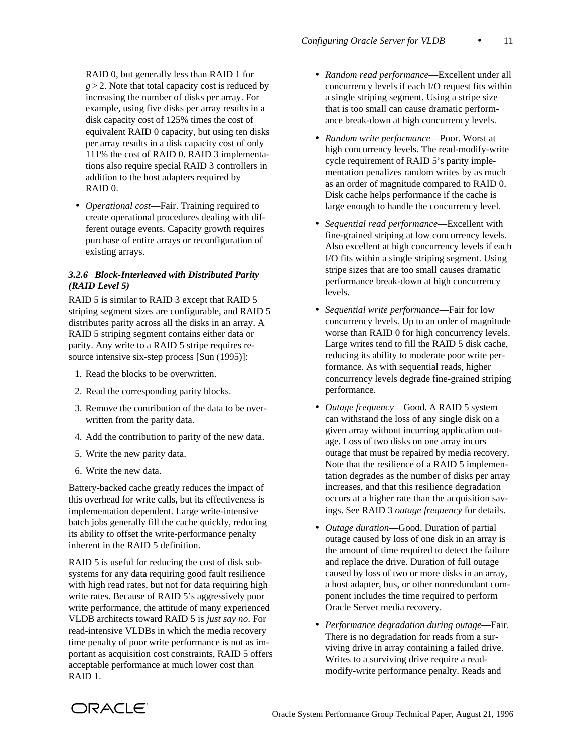RAID 0, but generally less than RAID 1 for $g > 2$. Note that total capacity cost is reduced by increasing the number of disks per array. For example, using five disks per array results in a disk capacity cost of 125% times the cost of equivalent RAID 0 capacity, but using ten disks per array results in a disk capacity cost of only 111% the cost of RAID 0. RAID 3 implementations also require special RAID 3 controllers in addition to the host adapters required by RAID 0.

- *Operational cost*—Fair. Training required to create operational procedures dealing with different outage events. Capacity growth requires purchase of entire arrays or reconfiguration of existing arrays.

### 3.2.6 Block-Interleaved with Distributed Parity (RAID Level 5)

RAID 5 is similar to RAID 3 except that RAID 5 striping segment sizes are configurable, and RAID 5 distributes parity across all the disks in an array. A RAID 5 striping segment contains either data or parity. Any write to a RAID 5 stripe requires resource intensive six-step process [Sun (1995)]:

1. Read the blocks to be overwritten.
2. Read the corresponding parity blocks.
3. Remove the contribution of the data to be overwritten from the parity data.
4. Add the contribution to parity of the new data.
5. Write the new parity data.
6. Write the new data.

Battery-backed cache greatly reduces the impact of this overhead for write calls, but its effectiveness is implementation dependent. Large write-intensive batch jobs generally fill the cache quickly, reducing its ability to offset the write-performance penalty inherent in the RAID 5 definition.

RAID 5 is useful for reducing the cost of disk subsystems for any data requiring good fault resilience with high read rates, but not for data requiring high write rates. Because of RAID 5's aggressively poor write performance, the attitude of many experienced VLDB architects toward RAID 5 is *just say no*. For read-intensive VLDBs in which the media recovery time penalty of poor write performance is not as important as acquisition cost constraints, RAID 5 offers acceptable performance at much lower cost than RAID 1.

- *Random read performance*—Excellent under all concurrency levels if each I/O request fits within a single striping segment. Using a stripe size that is too small can cause dramatic performance break-down at high concurrency levels.
- *Random write performance*—Poor. Worst at high concurrency levels. The read-modify-write cycle requirement of RAID 5's parity implementation penalizes random writes by as much as an order of magnitude compared to RAID 0. Disk cache helps performance if the cache is large enough to handle the concurrency level.
- *Sequential read performance*—Excellent with fine-grained striping at low concurrency levels. Also excellent at high concurrency levels if each I/O fits within a single striping segment. Using stripe sizes that are too small causes dramatic performance break-down at high concurrency levels.
- *Sequential write performance*—Fair for low concurrency levels. Up to an order of magnitude worse than RAID 0 for high concurrency levels. Large writes tend to fill the RAID 5 disk cache, reducing its ability to moderate poor write performance. As with sequential reads, higher concurrency levels degrade fine-grained striping performance.
- *Outage frequency*—Good. A RAID 5 system can withstand the loss of any single disk on a given array without incurring application outage. Loss of two disks on one array incurs outage that must be repaired by media recovery. Note that the resilience of a RAID 5 implementation degrades as the number of disks per array increases, and that this resilience degradation occurs at a higher rate than the acquisition savings. See RAID 3 *outage frequency* for details.
- *Outage duration*—Good. Duration of partial outage caused by loss of one disk in an array is the amount of time required to detect the failure and replace the drive. Duration of full outage caused by loss of two or more disks in an array, a host adapter, bus, or other nonredundant component includes the time required to perform Oracle Server media recovery.
- *Performance degradation during outage*—Fair. There is no degradation for reads from a surviving drive in array containing a failed drive. Writes to a surviving drive require a read-modify-write performance penalty. Reads and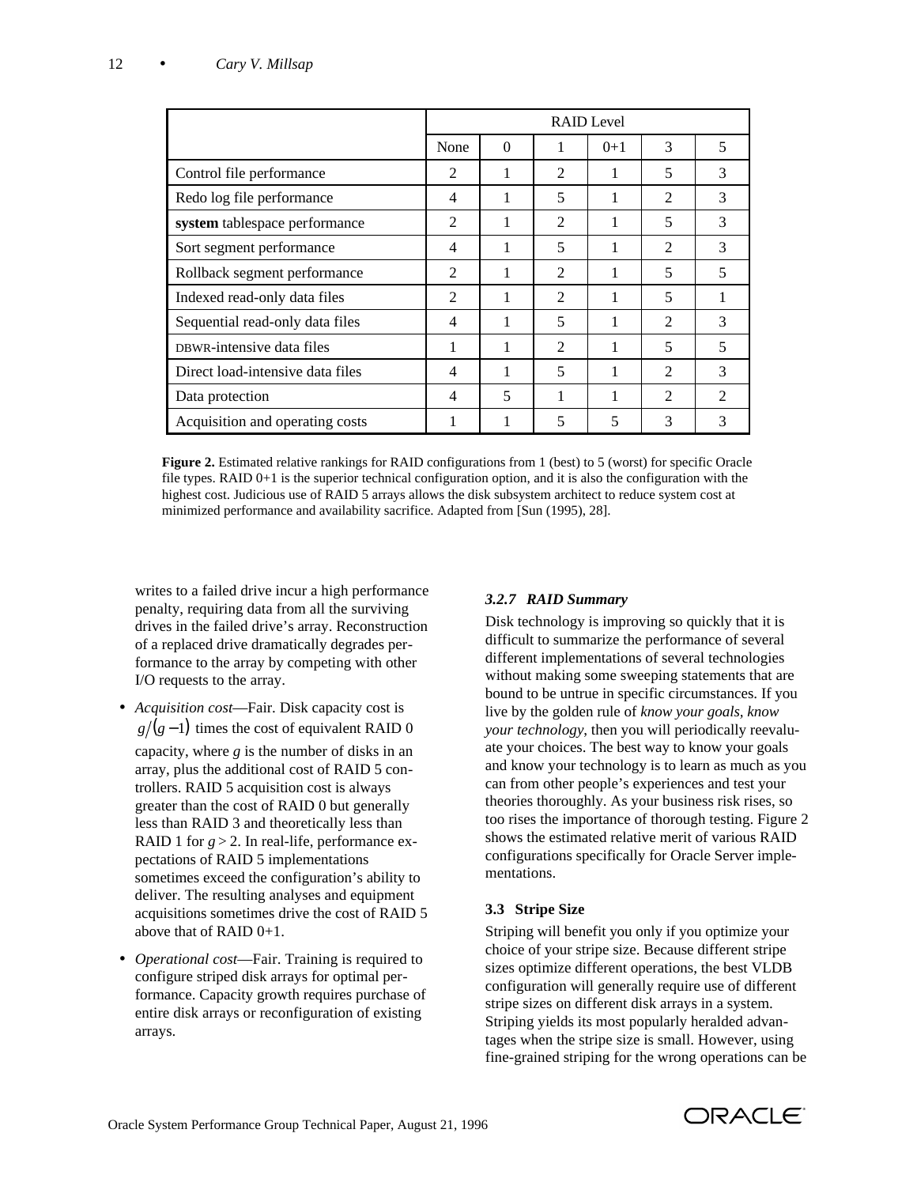| | RAID Level | | | | | |
|---|---|---|---|---|---|---|
| | None | 0 | 1 | 0+1 | 3 | 5 |
| Control file performance | 2 | 1 | 2 | 1 | 5 | 3 |
| Redo log file performance | 4 | 1 | 5 | 1 | 2 | 3 |
| **system** tablespace performance | 2 | 1 | 2 | 1 | 5 | 3 |
| Sort segment performance | 4 | 1 | 5 | 1 | 2 | 3 |
| Rollback segment performance | 2 | 1 | 2 | 1 | 5 | 5 |
| Indexed read-only data files | 2 | 1 | 2 | 1 | 5 | 1 |
| Sequential read-only data files | 4 | 1 | 5 | 1 | 2 | 3 |
| DBWR-intensive data files | 1 | 1 | 2 | 1 | 5 | 5 |
| Direct load-intensive data files | 4 | 1 | 5 | 1 | 2 | 3 |
| Data protection | 4 | 5 | 1 | 1 | 2 | 2 |
| Acquisition and operating costs | 1 | 1 | 5 | 5 | 3 | 3 |

**Figure 2.** Estimated relative rankings for RAID configurations from 1 (best) to 5 (worst) for specific Oracle file types. RAID 0+1 is the superior technical configuration option, and it is also the configuration with the highest cost. Judicious use of RAID 5 arrays allows the disk subsystem architect to reduce system cost at minimized performance and availability sacrifice. Adapted from [Sun (1995), 28].

writes to a failed drive incur a high performance penalty, requiring data from all the surviving drives in the failed drive's array. Reconstruction of a replaced drive dramatically degrades performance to the array by competing with other I/O requests to the array.

- *Acquisition cost*—Fair. Disk capacity cost is $g/(g-1)$ times the cost of equivalent RAID 0 capacity, where $g$ is the number of disks in an array, plus the additional cost of RAID 5 controllers. RAID 5 acquisition cost is always greater than the cost of RAID 0 but generally less than RAID 3 and theoretically less than RAID 1 for $g > 2$. In real-life, performance expectations of RAID 5 implementations sometimes exceed the configuration's ability to deliver. The resulting analyses and equipment acquisitions sometimes drive the cost of RAID 5 above that of RAID 0+1.
- *Operational cost*—Fair. Training is required to configure striped disk arrays for optimal performance. Capacity growth requires purchase of entire disk arrays or reconfiguration of existing arrays.

#### *3.2.7 RAID Summary*

Disk technology is improving so quickly that it is difficult to summarize the performance of several different implementations of several technologies without making some sweeping statements that are bound to be untrue in specific circumstances. If you live by the golden rule of *know your goals, know your technology*, then you will periodically reevaluate your choices. The best way to know your goals and know your technology is to learn as much as you can from other people's experiences and test your theories thoroughly. As your business risk rises, so too rises the importance of thorough testing. Figure 2 shows the estimated relative merit of various RAID configurations specifically for Oracle Server implementations.

### 3.3 Stripe Size

Striping will benefit you only if you optimize your choice of your stripe size. Because different stripe sizes optimize different operations, the best VLDB configuration will generally require use of different stripe sizes on different disk arrays in a system. Striping yields its most popularly heralded advantages when the stripe size is small. However, using fine-grained striping for the wrong operations can be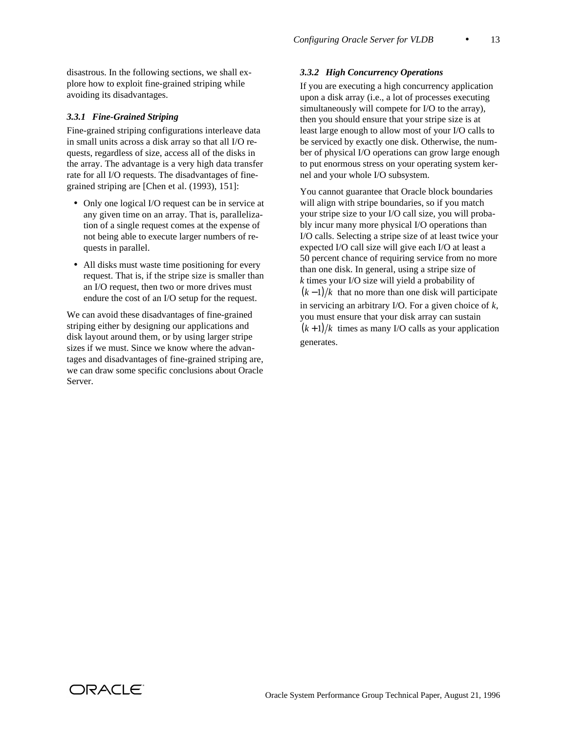disastrous. In the following sections, we shall explore how to exploit fine-grained striping while avoiding its disadvantages.

### 3.3.1 Fine-Grained Striping

Fine-grained striping configurations interleave data in small units across a disk array so that all I/O requests, regardless of size, access all of the disks in the array. The advantage is a very high data transfer rate for all I/O requests. The disadvantages of fine-grained striping are [Chen et al. (1993), 151]:

- Only one logical I/O request can be in service at any given time on an array. That is, parallelization of a single request comes at the expense of not being able to execute larger numbers of requests in parallel.
- All disks must waste time positioning for every request. That is, if the stripe size is smaller than an I/O request, then two or more drives must endure the cost of an I/O setup for the request.

We can avoid these disadvantages of fine-grained striping either by designing our applications and disk layout around them, or by using larger stripe sizes if we must. Since we know where the advantages and disadvantages of fine-grained striping are, we can draw some specific conclusions about Oracle Server.

### 3.3.2 High Concurrency Operations

If you are executing a high concurrency application upon a disk array (i.e., a lot of processes executing simultaneously will compete for I/O to the array), then you should ensure that your stripe size is at least large enough to allow most of your I/O calls to be serviced by exactly one disk. Otherwise, the number of physical I/O operations can grow large enough to put enormous stress on your operating system kernel and your whole I/O subsystem.

You cannot guarantee that Oracle block boundaries will align with stripe boundaries, so if you match your stripe size to your I/O call size, you will probably incur many more physical I/O operations than I/O calls. Selecting a stripe size of at least twice your expected I/O call size will give each I/O at least a 50 percent chance of requiring service from no more than one disk. In general, using a stripe size of $k$ times your I/O size will yield a probability of $(k-1)/k$ that no more than one disk will participate in servicing an arbitrary I/O. For a given choice of $k$, you must ensure that your disk array can sustain $(k+1)/k$ times as many I/O calls as your application generates.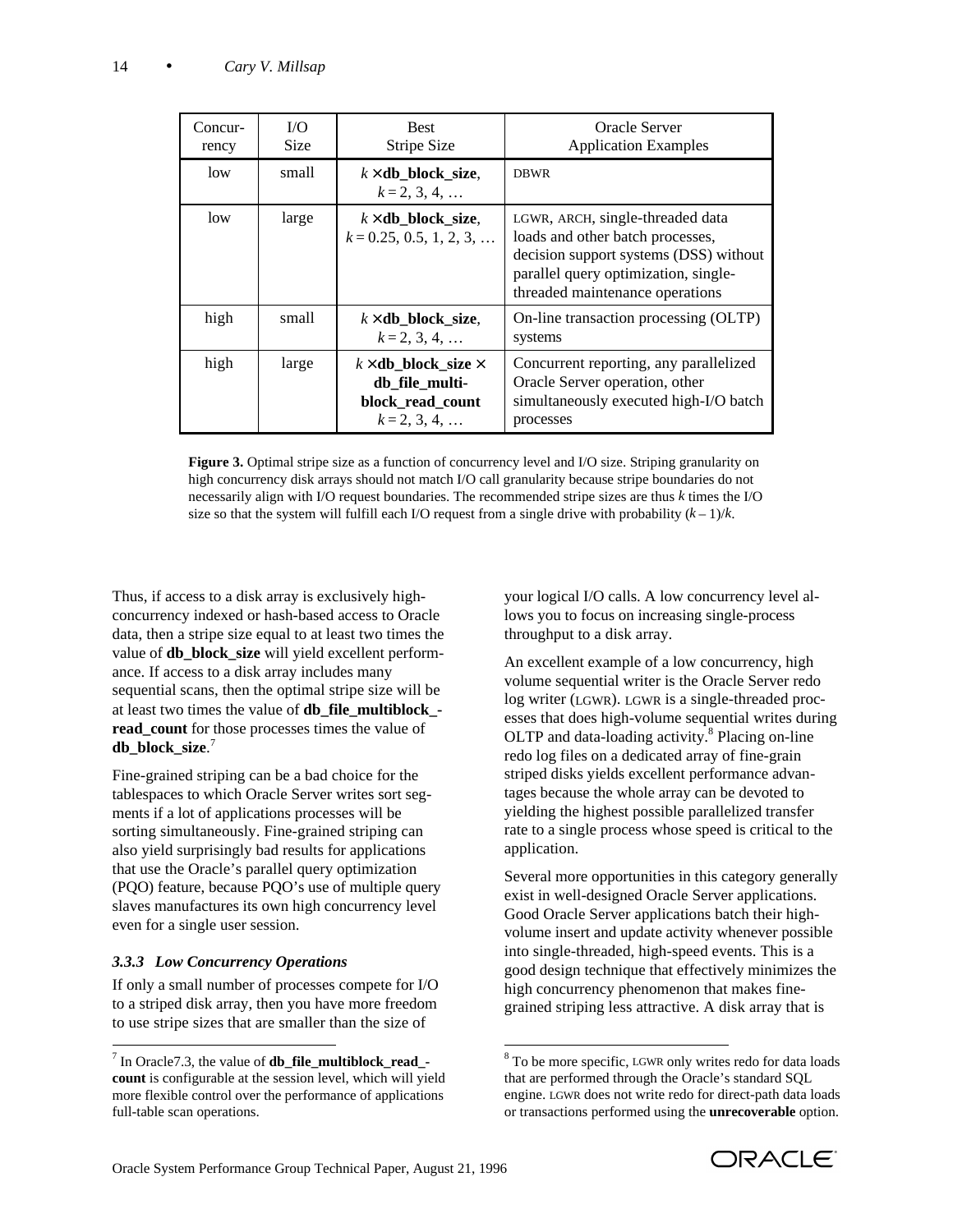| Concur-rency | I/O Size | Best Stripe Size | Oracle Server Application Examples |
|---|---|---|---|
| low | small | $k \times$ **db_block_size**, $k = 2, 3, 4, \ldots$ | DBWR |
| low | large | $k \times$ **db_block_size**, $k = 0.25, 0.5, 1, 2, 3, \ldots$ | LGWR, ARCH, single-threaded data loads and other batch processes, decision support systems (DSS) without parallel query optimization, single-threaded maintenance operations |
| high | small | $k \times$ **db_block_size**, $k = 2, 3, 4, \ldots$ | On-line transaction processing (OLTP) systems |
| high | large | $k \times$ **db_block_size** $\times$ **db_file_multi-block_read_count** $k = 2, 3, 4, \ldots$ | Concurrent reporting, any parallelized Oracle Server operation, other simultaneously executed high-I/O batch processes |

**Figure 3.** Optimal stripe size as a function of concurrency level and I/O size. Striping granularity on high concurrency disk arrays should not match I/O call granularity because stripe boundaries do not necessarily align with I/O request boundaries. The recommended stripe sizes are thus $k$ times the I/O size so that the system will fulfill each I/O request from a single drive with probability $(k-1)/k$.

Thus, if access to a disk array is exclusively high-concurrency indexed or hash-based access to Oracle data, then a stripe size equal to at least two times the value of **db_block_size** will yield excellent performance. If access to a disk array includes many sequential scans, then the optimal stripe size will be at least two times the value of **db_file_multiblock_-read_count** for those processes times the value of **db_block_size**.[7]

Fine-grained striping can be a bad choice for the tablespaces to which Oracle Server writes sort segments if a lot of applications processes will be sorting simultaneously. Fine-grained striping can also yield surprisingly bad results for applications that use the Oracle's parallel query optimization (PQO) feature, because PQO's use of multiple query slaves manufactures its own high concurrency level even for a single user session.

### *3.3.3 Low Concurrency Operations*

If only a small number of processes compete for I/O to a striped disk array, then you have more freedom to use stripe sizes that are smaller than the size of your logical I/O calls. A low concurrency level allows you to focus on increasing single-process throughput to a disk array.

An excellent example of a low concurrency, high volume sequential writer is the Oracle Server redo log writer (LGWR). LGWR is a single-threaded process that does high-volume sequential writes during OLTP and data-loading activity.[8] Placing on-line redo log files on a dedicated array of fine-grain striped disks yields excellent performance advantages because the whole array can be devoted to yielding the highest possible parallelized transfer rate to a single process whose speed is critical to the application.

Several more opportunities in this category generally exist in well-designed Oracle Server applications. Good Oracle Server applications batch their high-volume insert and update activity whenever possible into single-threaded, high-speed events. This is a good design technique that effectively minimizes the high concurrency phenomenon that makes fine-grained striping less attractive. A disk array that is

[7] In Oracle7.3, the value of **db_file_multiblock_read_-count** is configurable at the session level, which will yield more flexible control over the performance of applications full-table scan operations.

[8] To be more specific, LGWR only writes redo for data loads that are performed through the Oracle's standard SQL engine. LGWR does not write redo for direct-path data loads or transactions performed using the **unrecoverable** option.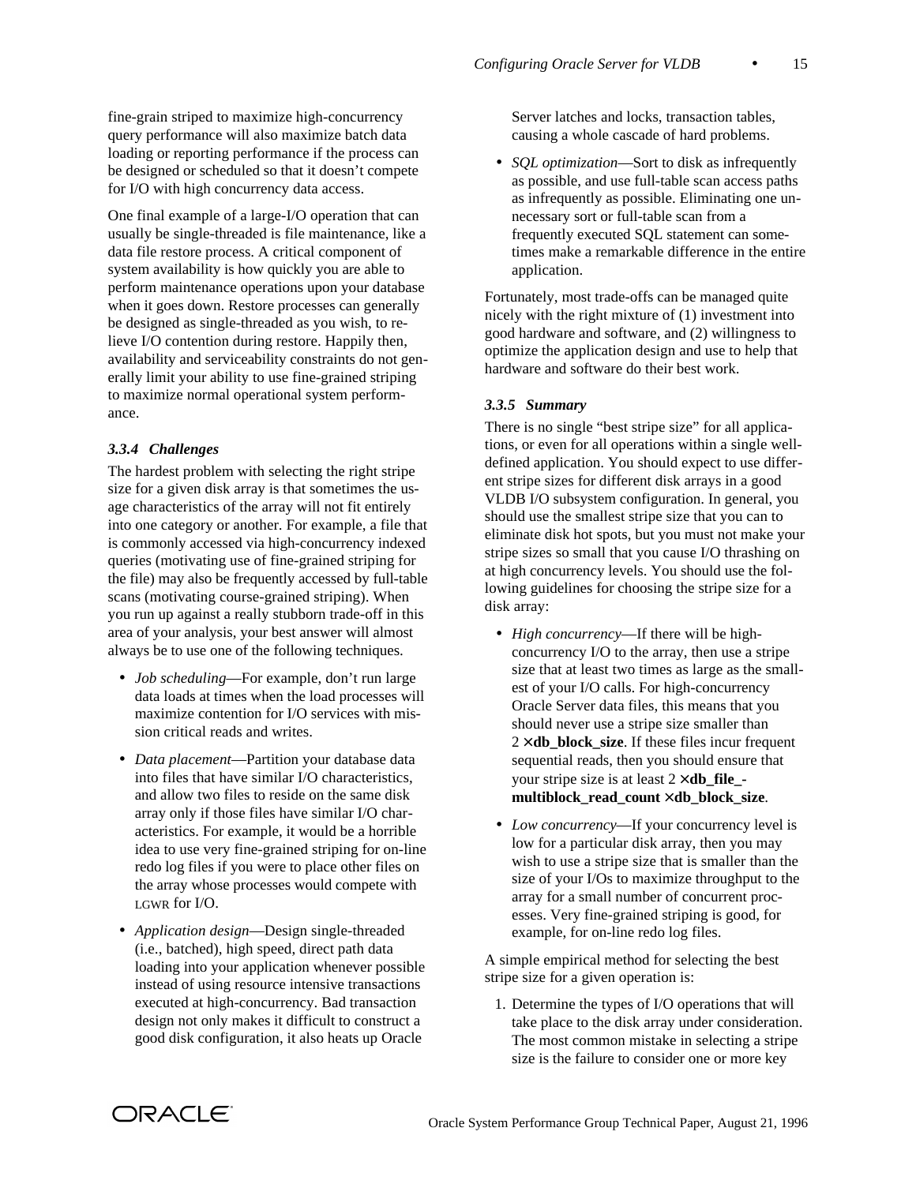fine-grain striped to maximize high-concurrency query performance will also maximize batch data loading or reporting performance if the process can be designed or scheduled so that it doesn't compete for I/O with high concurrency data access.

One final example of a large-I/O operation that can usually be single-threaded is file maintenance, like a data file restore process. A critical component of system availability is how quickly you are able to perform maintenance operations upon your database when it goes down. Restore processes can generally be designed as single-threaded as you wish, to relieve I/O contention during restore. Happily then, availability and serviceability constraints do not generally limit your ability to use fine-grained striping to maximize normal operational system performance.

### *3.3.4 Challenges*

The hardest problem with selecting the right stripe size for a given disk array is that sometimes the usage characteristics of the array will not fit entirely into one category or another. For example, a file that is commonly accessed via high-concurrency indexed queries (motivating use of fine-grained striping for the file) may also be frequently accessed by full-table scans (motivating course-grained striping). When you run up against a really stubborn trade-off in this area of your analysis, your best answer will almost always be to use one of the following techniques.

- *Job scheduling*—For example, don't run large data loads at times when the load processes will maximize contention for I/O services with mission critical reads and writes.
- *Data placement*—Partition your database data into files that have similar I/O characteristics, and allow two files to reside on the same disk array only if those files have similar I/O characteristics. For example, it would be a horrible idea to use very fine-grained striping for on-line redo log files if you were to place other files on the array whose processes would compete with LGWR for I/O.
- *Application design*—Design single-threaded (i.e., batched), high speed, direct path data loading into your application whenever possible instead of using resource intensive transactions executed at high-concurrency. Bad transaction design not only makes it difficult to construct a good disk configuration, it also heats up Oracle Server latches and locks, transaction tables, causing a whole cascade of hard problems.
- *SQL optimization*—Sort to disk as infrequently as possible, and use full-table scan access paths as infrequently as possible. Eliminating one unnecessary sort or full-table scan from a frequently executed SQL statement can sometimes make a remarkable difference in the entire application.

Fortunately, most trade-offs can be managed quite nicely with the right mixture of (1) investment into good hardware and software, and (2) willingness to optimize the application design and use to help that hardware and software do their best work.

### *3.3.5 Summary*

There is no single "best stripe size" for all applications, or even for all operations within a single well-defined application. You should expect to use different stripe sizes for different disk arrays in a good VLDB I/O subsystem configuration. In general, you should use the smallest stripe size that you can to eliminate disk hot spots, but you must not make your stripe sizes so small that you cause I/O thrashing on at high concurrency levels. You should use the following guidelines for choosing the stripe size for a disk array:

- *High concurrency*—If there will be high-concurrency I/O to the array, then use a stripe size that at least two times as large as the smallest of your I/O calls. For high-concurrency Oracle Server data files, this means that you should never use a stripe size smaller than 2 × **db_block_size**. If these files incur frequent sequential reads, then you should ensure that your stripe size is at least 2 × **db_file_multiblock_read_count** × **db_block_size**.
- *Low concurrency*—If your concurrency level is low for a particular disk array, then you may wish to use a stripe size that is smaller than the size of your I/Os to maximize throughput to the array for a small number of concurrent processes. Very fine-grained striping is good, for example, for on-line redo log files.

A simple empirical method for selecting the best stripe size for a given operation is:

1. Determine the types of I/O operations that will take place to the disk array under consideration. The most common mistake in selecting a stripe size is the failure to consider one or more key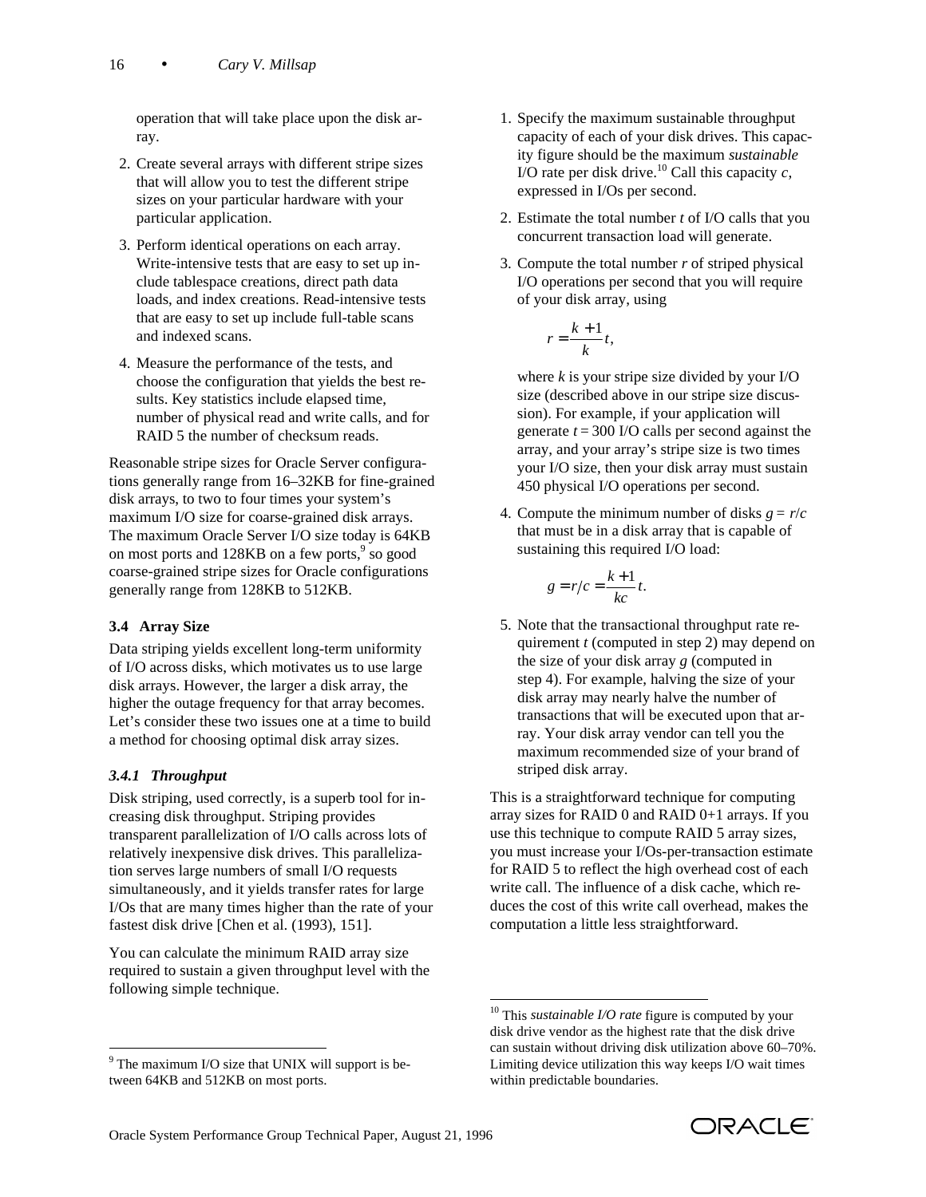operation that will take place upon the disk array.

2. Create several arrays with different stripe sizes that will allow you to test the different stripe sizes on your particular hardware with your particular application.
3. Perform identical operations on each array. Write-intensive tests that are easy to set up include tablespace creations, direct path data loads, and index creations. Read-intensive tests that are easy to set up include full-table scans and indexed scans.
4. Measure the performance of the tests, and choose the configuration that yields the best results. Key statistics include elapsed time, number of physical read and write calls, and for RAID 5 the number of checksum reads.

Reasonable stripe sizes for Oracle Server configurations generally range from 16–32KB for fine-grained disk arrays, to two to four times your system's maximum I/O size for coarse-grained disk arrays. The maximum Oracle Server I/O size today is 64KB on most ports and 128KB on a few ports,[9] so good coarse-grained stripe sizes for Oracle configurations generally range from 128KB to 512KB.

### 3.4 Array Size

Data striping yields excellent long-term uniformity of I/O across disks, which motivates us to use large disk arrays. However, the larger a disk array, the higher the outage frequency for that array becomes. Let's consider these two issues one at a time to build a method for choosing optimal disk array sizes.

#### *3.4.1 Throughput*

Disk striping, used correctly, is a superb tool for increasing disk throughput. Striping provides transparent parallelization of I/O calls across lots of relatively inexpensive disk drives. This parallelization serves large numbers of small I/O requests simultaneously, and it yields transfer rates for large I/Os that are many times higher than the rate of your fastest disk drive [Chen et al. (1993), 151].

You can calculate the minimum RAID array size required to sustain a given throughput level with the following simple technique.

1. Specify the maximum sustainable throughput capacity of each of your disk drives. This capacity figure should be the maximum *sustainable* I/O rate per disk drive.[10] Call this capacity $c$, expressed in I/Os per second.
2. Estimate the total number $t$ of I/O calls that you concurrent transaction load will generate.
3. Compute the total number $r$ of striped physical I/O operations per second that you will require of your disk array, using

   $$r = \frac{k+1}{k} t,$$

   where $k$ is your stripe size divided by your I/O size (described above in our stripe size discussion). For example, if your application will generate $t = 300$ I/O calls per second against the array, and your array's stripe size is two times your I/O size, then your disk array must sustain 450 physical I/O operations per second.
4. Compute the minimum number of disks $g = r/c$ that must be in a disk array that is capable of sustaining this required I/O load:

   $$g = r/c = \frac{k+1}{kc} t.$$

5. Note that the transactional throughput rate requirement $t$ (computed in step 2) may depend on the size of your disk array $g$ (computed in step 4). For example, halving the size of your disk array may nearly halve the number of transactions that will be executed upon that array. Your disk array vendor can tell you the maximum recommended size of your brand of striped disk array.

This is a straightforward technique for computing array sizes for RAID 0 and RAID 0+1 arrays. If you use this technique to compute RAID 5 array sizes, you must increase your I/Os-per-transaction estimate for RAID 5 to reflect the high overhead cost of each write call. The influence of a disk cache, which reduces the cost of this write call overhead, makes the computation a little less straightforward.

---

[9] The maximum I/O size that UNIX will support is between 64KB and 512KB on most ports.

[10] This *sustainable I/O rate* figure is computed by your disk drive vendor as the highest rate that the disk drive can sustain without driving disk utilization above 60–70%. Limiting device utilization this way keeps I/O wait times within predictable boundaries.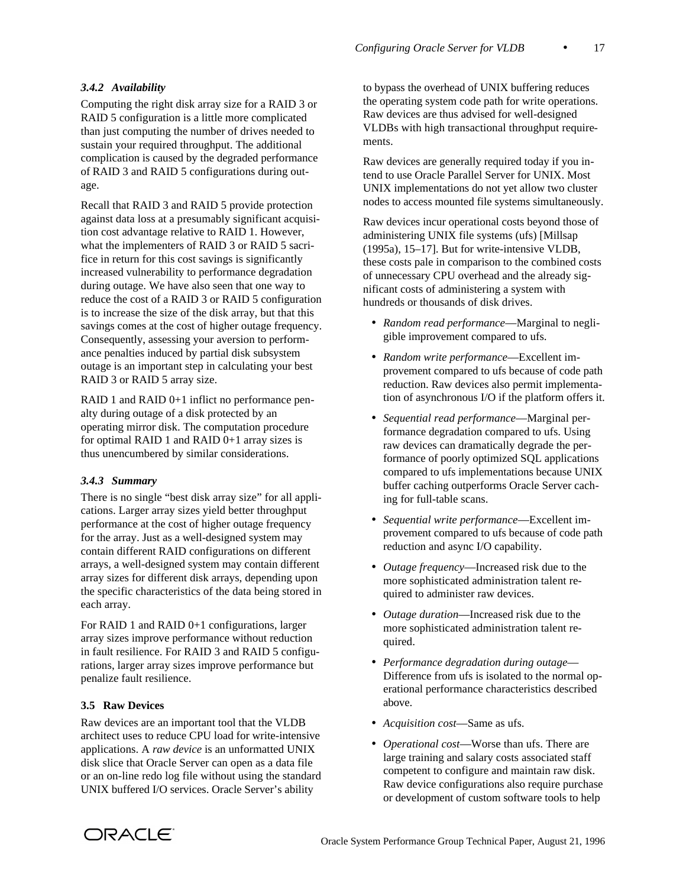### 3.4.2 Availability

Computing the right disk array size for a RAID 3 or RAID 5 configuration is a little more complicated than just computing the number of drives needed to sustain your required throughput. The additional complication is caused by the degraded performance of RAID 3 and RAID 5 configurations during outage.

Recall that RAID 3 and RAID 5 provide protection against data loss at a presumably significant acquisition cost advantage relative to RAID 1. However, what the implementers of RAID 3 or RAID 5 sacrifice in return for this cost savings is significantly increased vulnerability to performance degradation during outage. We have also seen that one way to reduce the cost of a RAID 3 or RAID 5 configuration is to increase the size of the disk array, but that this savings comes at the cost of higher outage frequency. Consequently, assessing your aversion to performance penalties induced by partial disk subsystem outage is an important step in calculating your best RAID 3 or RAID 5 array size.

RAID 1 and RAID 0+1 inflict no performance penalty during outage of a disk protected by an operating mirror disk. The computation procedure for optimal RAID 1 and RAID 0+1 array sizes is thus unencumbered by similar considerations.

### 3.4.3 Summary

There is no single "best disk array size" for all applications. Larger array sizes yield better throughput performance at the cost of higher outage frequency for the array. Just as a well-designed system may contain different RAID configurations on different arrays, a well-designed system may contain different array sizes for different disk arrays, depending upon the specific characteristics of the data being stored in each array.

For RAID 1 and RAID 0+1 configurations, larger array sizes improve performance without reduction in fault resilience. For RAID 3 and RAID 5 configurations, larger array sizes improve performance but penalize fault resilience.

## 3.5 Raw Devices

Raw devices are an important tool that the VLDB architect uses to reduce CPU load for write-intensive applications. A *raw device* is an unformatted UNIX disk slice that Oracle Server can open as a data file or an on-line redo log file without using the standard UNIX buffered I/O services. Oracle Server's ability to bypass the overhead of UNIX buffering reduces the operating system code path for write operations. Raw devices are thus advised for well-designed VLDBs with high transactional throughput requirements.

Raw devices are generally required today if you intend to use Oracle Parallel Server for UNIX. Most UNIX implementations do not yet allow two cluster nodes to access mounted file systems simultaneously.

Raw devices incur operational costs beyond those of administering UNIX file systems (ufs) [Millsap (1995a), 15–17]. But for write-intensive VLDB, these costs pale in comparison to the combined costs of unnecessary CPU overhead and the already significant costs of administering a system with hundreds or thousands of disk drives.

- *Random read performance*—Marginal to negligible improvement compared to ufs.
- *Random write performance*—Excellent improvement compared to ufs because of code path reduction. Raw devices also permit implementation of asynchronous I/O if the platform offers it.
- *Sequential read performance*—Marginal performance degradation compared to ufs. Using raw devices can dramatically degrade the performance of poorly optimized SQL applications compared to ufs implementations because UNIX buffer caching outperforms Oracle Server caching for full-table scans.
- *Sequential write performance*—Excellent improvement compared to ufs because of code path reduction and async I/O capability.
- *Outage frequency*—Increased risk due to the more sophisticated administration talent required to administer raw devices.
- *Outage duration*—Increased risk due to the more sophisticated administration talent required.
- *Performance degradation during outage*—Difference from ufs is isolated to the normal operational performance characteristics described above.
- *Acquisition cost*—Same as ufs.
- *Operational cost*—Worse than ufs. There are large training and salary costs associated staff competent to configure and maintain raw disk. Raw device configurations also require purchase or development of custom software tools to help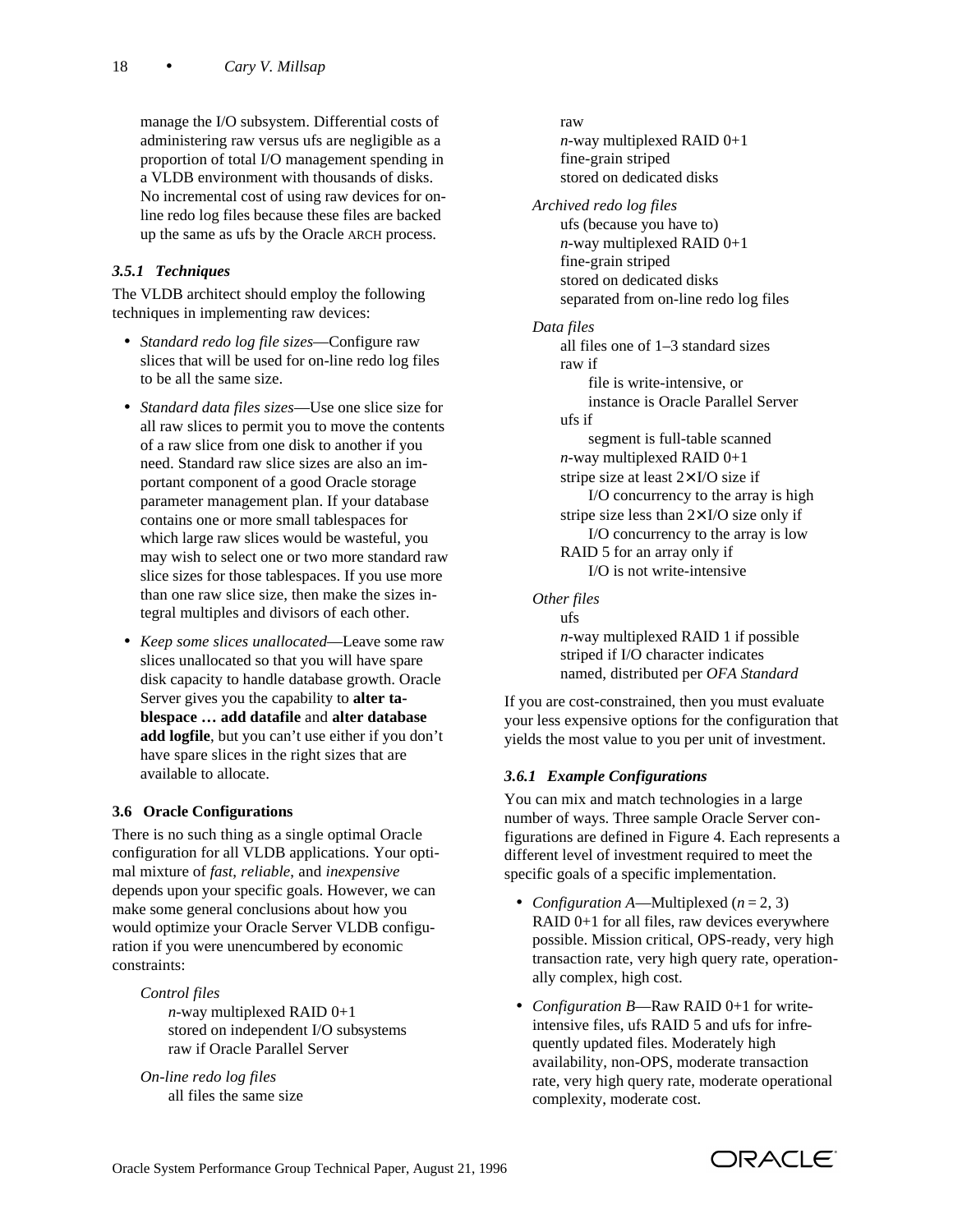manage the I/O subsystem. Differential costs of administering raw versus ufs are negligible as a proportion of total I/O management spending in a VLDB environment with thousands of disks. No incremental cost of using raw devices for on-line redo log files because these files are backed up the same as ufs by the Oracle ARCH process.

#### 3.5.1 Techniques

The VLDB architect should employ the following techniques in implementing raw devices:

- *Standard redo log file sizes*—Configure raw slices that will be used for on-line redo log files to be all the same size.
- *Standard data files sizes*—Use one slice size for all raw slices to permit you to move the contents of a raw slice from one disk to another if you need. Standard raw slice sizes are also an important component of a good Oracle storage parameter management plan. If your database contains one or more small tablespaces for which large raw slices would be wasteful, you may wish to select one or two more standard raw slice sizes for those tablespaces. If you use more than one raw slice size, then make the sizes integral multiples and divisors of each other.
- *Keep some slices unallocated*—Leave some raw slices unallocated so that you will have spare disk capacity to handle database growth. Oracle Server gives you the capability to **alter tablespace … add datafile** and **alter database add logfile**, but you can't use either if you don't have spare slices in the right sizes that are available to allocate.

### 3.6 Oracle Configurations

There is no such thing as a single optimal Oracle configuration for all VLDB applications. Your optimal mixture of *fast*, *reliable*, and *inexpensive* depends upon your specific goals. However, we can make some general conclusions about how you would optimize your Oracle Server VLDB configuration if you were unencumbered by economic constraints:

*Control files*
- $n$-way multiplexed RAID 0+1
- stored on independent I/O subsystems
- raw if Oracle Parallel Server

*On-line redo log files*
- all files the same size
- raw
- $n$-way multiplexed RAID 0+1
- fine-grain striped
- stored on dedicated disks

*Archived redo log files*
- ufs (because you have to)
- $n$-way multiplexed RAID 0+1
- fine-grain striped
- stored on dedicated disks
- separated from on-line redo log files

*Data files*
- all files one of 1–3 standard sizes
- raw if
  - file is write-intensive, or
  - instance is Oracle Parallel Server
- ufs if
  - segment is full-table scanned
- $n$-way multiplexed RAID 0+1
- stripe size at least 2×I/O size if
  - I/O concurrency to the array is high
- stripe size less than 2×I/O size only if
  - I/O concurrency to the array is low
- RAID 5 for an array only if
  - I/O is not write-intensive

*Other files*
- ufs
- $n$-way multiplexed RAID 1 if possible
- striped if I/O character indicates
- named, distributed per *OFA Standard*

If you are cost-constrained, then you must evaluate your less expensive options for the configuration that yields the most value to you per unit of investment.

#### 3.6.1 Example Configurations

You can mix and match technologies in a large number of ways. Three sample Oracle Server configurations are defined in Figure 4. Each represents a different level of investment required to meet the specific goals of a specific implementation.

- *Configuration A*—Multiplexed ($n = 2, 3$) RAID 0+1 for all files, raw devices everywhere possible. Mission critical, OPS-ready, very high transaction rate, very high query rate, operationally complex, high cost.
- *Configuration B*—Raw RAID 0+1 for write-intensive files, ufs RAID 5 and ufs for infrequently updated files. Moderately high availability, non-OPS, moderate transaction rate, very high query rate, moderate operational complexity, moderate cost.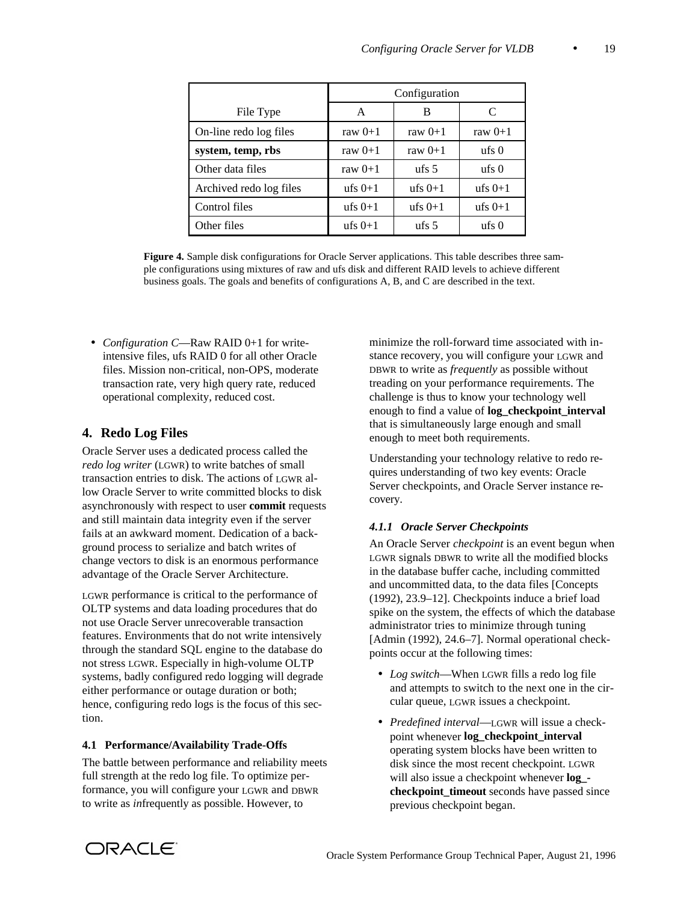| | Configuration | | |
|---|---|---|---|
| File Type | A | B | C |
| On-line redo log files | raw 0+1 | raw 0+1 | raw 0+1 |
| **system, temp, rbs** | raw 0+1 | raw 0+1 | ufs 0 |
| Other data files | raw 0+1 | ufs 5 | ufs 0 |
| Archived redo log files | ufs 0+1 | ufs 0+1 | ufs 0+1 |
| Control files | ufs 0+1 | ufs 0+1 | ufs 0+1 |
| Other files | ufs 0+1 | ufs 5 | ufs 0 |

**Figure 4.** Sample disk configurations for Oracle Server applications. This table describes three sample configurations using mixtures of raw and ufs disk and different RAID levels to achieve different business goals. The goals and benefits of configurations A, B, and C are described in the text.

- *Configuration C*—Raw RAID 0+1 for write-intensive files, ufs RAID 0 for all other Oracle files. Mission non-critical, non-OPS, moderate transaction rate, very high query rate, reduced operational complexity, reduced cost.

## 4. Redo Log Files

Oracle Server uses a dedicated process called the *redo log writer* (LGWR) to write batches of small transaction entries to disk. The actions of LGWR allow Oracle Server to write committed blocks to disk asynchronously with respect to user **commit** requests and still maintain data integrity even if the server fails at an awkward moment. Dedication of a background process to serialize and batch writes of change vectors to disk is an enormous performance advantage of the Oracle Server Architecture.

LGWR performance is critical to the performance of OLTP systems and data loading procedures that do not use Oracle Server unrecoverable transaction features. Environments that do not write intensively through the standard SQL engine to the database do not stress LGWR. Especially in high-volume OLTP systems, badly configured redo logging will degrade either performance or outage duration or both; hence, configuring redo logs is the focus of this section.

### 4.1 Performance/Availability Trade-Offs

The battle between performance and reliability meets full strength at the redo log file. To optimize performance, you will configure your LGWR and DBWR to write as *in*frequently as possible. However, to minimize the roll-forward time associated with instance recovery, you will configure your LGWR and DBWR to write as *frequently* as possible without treading on your performance requirements. The challenge is thus to know your technology well enough to find a value of **log_checkpoint_interval** that is simultaneously large enough and small enough to meet both requirements.

Understanding your technology relative to redo requires understanding of two key events: Oracle Server checkpoints, and Oracle Server instance recovery.

#### *4.1.1 Oracle Server Checkpoints*

An Oracle Server *checkpoint* is an event begun when LGWR signals DBWR to write all the modified blocks in the database buffer cache, including committed and uncommitted data, to the data files [Concepts (1992), 23.9–12]. Checkpoints induce a brief load spike on the system, the effects of which the database administrator tries to minimize through tuning [Admin (1992), 24.6–7]. Normal operational checkpoints occur at the following times:

- *Log switch*—When LGWR fills a redo log file and attempts to switch to the next one in the circular queue, LGWR issues a checkpoint.
- *Predefined interval*—LGWR will issue a checkpoint whenever **log_checkpoint_interval** operating system blocks have been written to disk since the most recent checkpoint. LGWR will also issue a checkpoint whenever **log_checkpoint_timeout** seconds have passed since previous checkpoint began.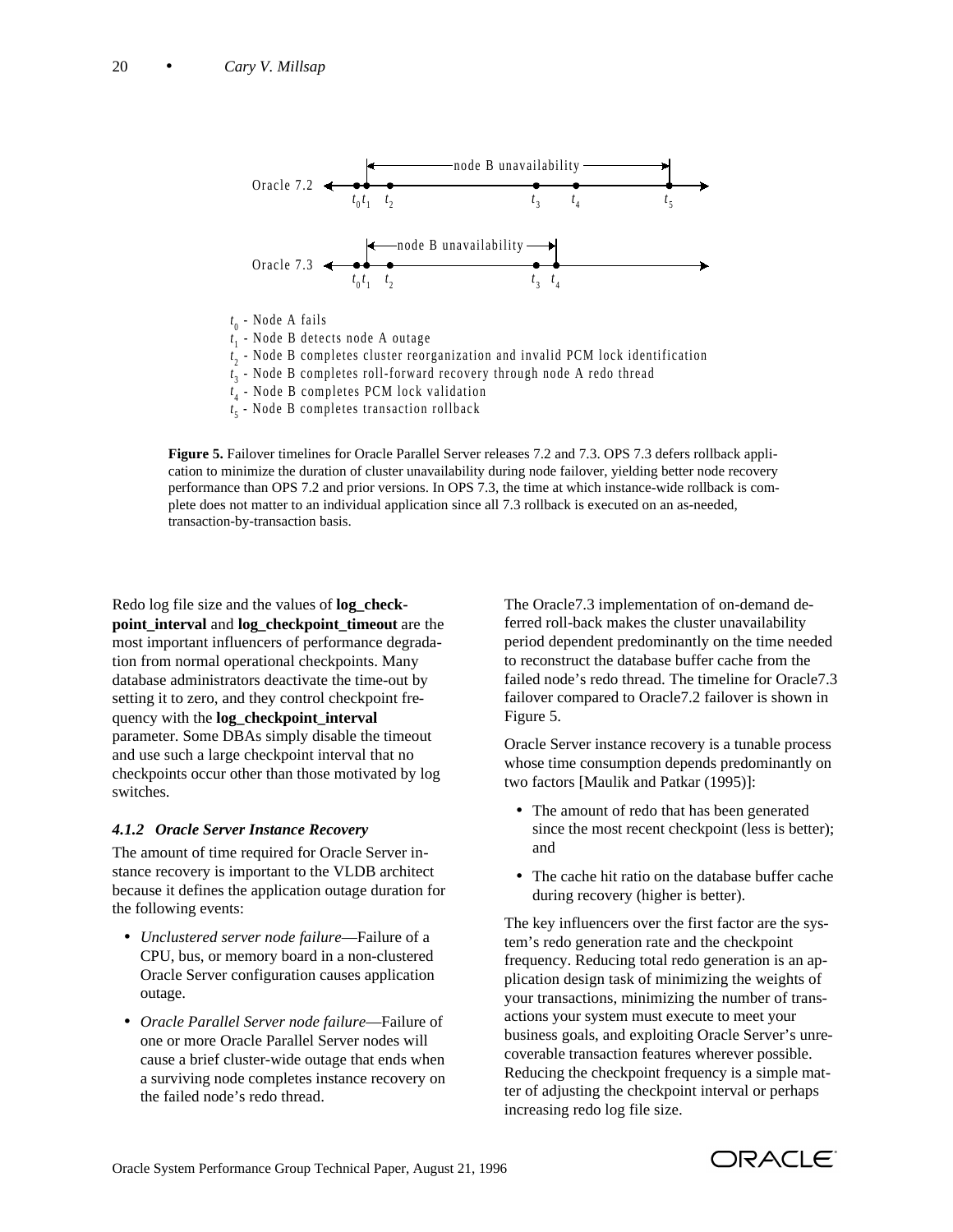Oracle 7.2: $t_0$ $t_1$ $t_2$ $t_3$ $t_4$ $t_5$ — node B unavailability ($t_1$ to $t_5$)

Oracle 7.3: $t_0$ $t_1$ $t_2$ $t_3$ $t_4$ — node B unavailability ($t_1$ to $t_4$)

$t_0$ - Node A fails
$t_1$ - Node B detects node A outage
$t_2$ - Node B completes cluster reorganization and invalid PCM lock identification
$t_3$ - Node B completes roll-forward recovery through node A redo thread
$t_4$ - Node B completes PCM lock validation
$t_5$ - Node B completes transaction rollback

**Figure 5.** Failover timelines for Oracle Parallel Server releases 7.2 and 7.3. OPS 7.3 defers rollback application to minimize the duration of cluster unavailability during node failover, yielding better node recovery performance than OPS 7.2 and prior versions. In OPS 7.3, the time at which instance-wide rollback is complete does not matter to an individual application since all 7.3 rollback is executed on an as-needed, transaction-by-transaction basis.

Redo log file size and the values of **log_checkpoint_interval** and **log_checkpoint_timeout** are the most important influencers of performance degradation from normal operational checkpoints. Many database administrators deactivate the time-out by setting it to zero, and they control checkpoint frequency with the **log_checkpoint_interval** parameter. Some DBAs simply disable the timeout and use such a large checkpoint interval that no checkpoints occur other than those motivated by log switches.

#### *4.1.2 Oracle Server Instance Recovery*

The amount of time required for Oracle Server instance recovery is important to the VLDB architect because it defines the application outage duration for the following events:

- *Unclustered server node failure*—Failure of a CPU, bus, or memory board in a non-clustered Oracle Server configuration causes application outage.
- *Oracle Parallel Server node failure*—Failure of one or more Oracle Parallel Server nodes will cause a brief cluster-wide outage that ends when a surviving node completes instance recovery on the failed node's redo thread.

The Oracle7.3 implementation of on-demand deferred roll-back makes the cluster unavailability period dependent predominantly on the time needed to reconstruct the database buffer cache from the failed node's redo thread. The timeline for Oracle7.3 failover compared to Oracle7.2 failover is shown in Figure 5.

Oracle Server instance recovery is a tunable process whose time consumption depends predominantly on two factors [Maulik and Patkar (1995)]:

- The amount of redo that has been generated since the most recent checkpoint (less is better); and
- The cache hit ratio on the database buffer cache during recovery (higher is better).

The key influencers over the first factor are the system's redo generation rate and the checkpoint frequency. Reducing total redo generation is an application design task of minimizing the weights of your transactions, minimizing the number of transactions your system must execute to meet your business goals, and exploiting Oracle Server's unrecoverable transaction features wherever possible. Reducing the checkpoint frequency is a simple matter of adjusting the checkpoint interval or perhaps increasing redo log file size.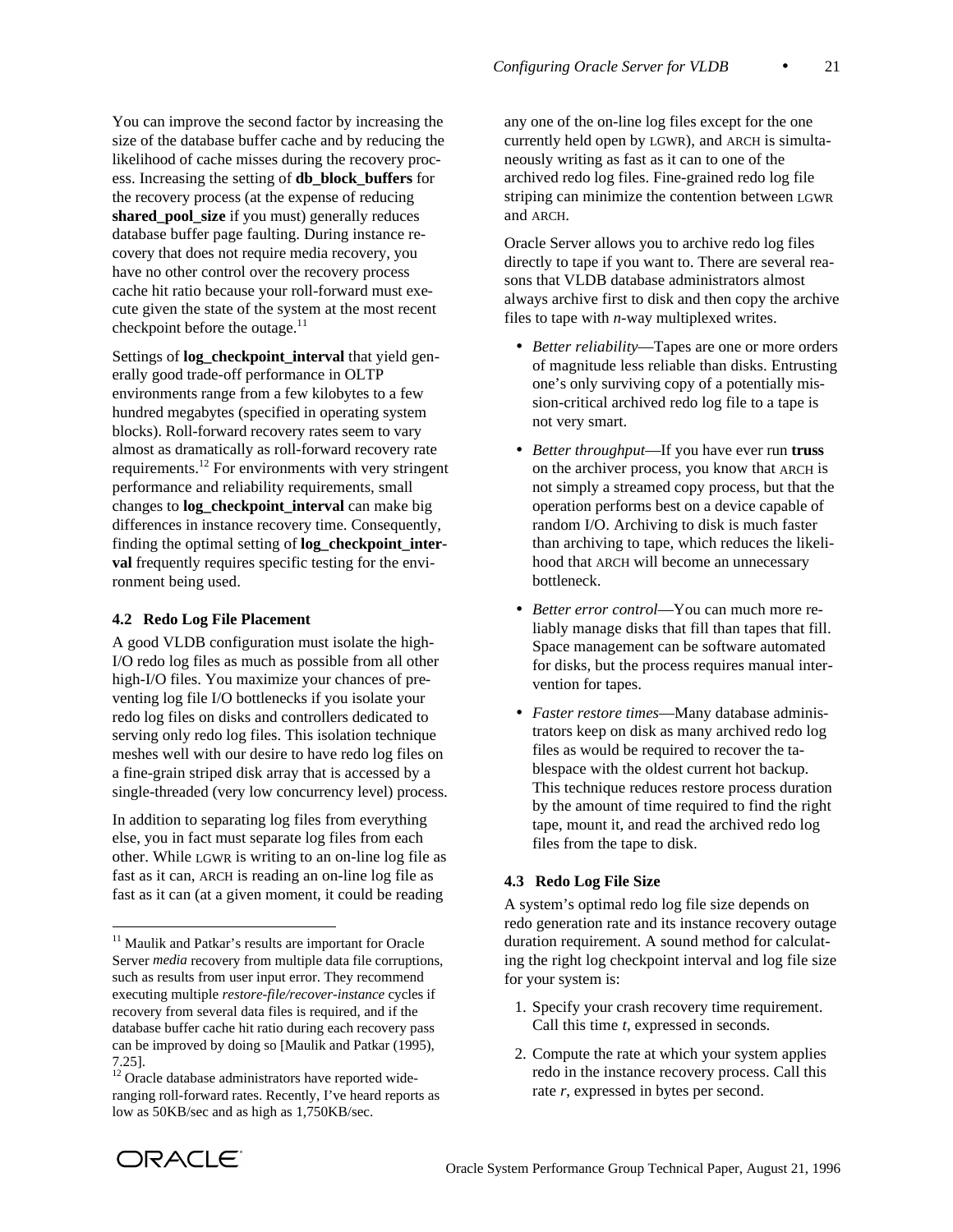You can improve the second factor by increasing the size of the database buffer cache and by reducing the likelihood of cache misses during the recovery process. Increasing the setting of **db_block_buffers** for the recovery process (at the expense of reducing **shared_pool_size** if you must) generally reduces database buffer page faulting. During instance recovery that does not require media recovery, you have no other control over the recovery process cache hit ratio because your roll-forward must execute given the state of the system at the most recent checkpoint before the outage.[11]

Settings of **log_checkpoint_interval** that yield generally good trade-off performance in OLTP environments range from a few kilobytes to a few hundred megabytes (specified in operating system blocks). Roll-forward recovery rates seem to vary almost as dramatically as roll-forward recovery rate requirements.[12] For environments with very stringent performance and reliability requirements, small changes to **log_checkpoint_interval** can make big differences in instance recovery time. Consequently, finding the optimal setting of **log_checkpoint_interval** frequently requires specific testing for the environment being used.

### 4.2 Redo Log File Placement

A good VLDB configuration must isolate the high-I/O redo log files as much as possible from all other high-I/O files. You maximize your chances of preventing log file I/O bottlenecks if you isolate your redo log files on disks and controllers dedicated to serving only redo log files. This isolation technique meshes well with our desire to have redo log files on a fine-grain striped disk array that is accessed by a single-threaded (very low concurrency level) process.

In addition to separating log files from everything else, you in fact must separate log files from each other. While LGWR is writing to an on-line log file as fast as it can, ARCH is reading an on-line log file as fast as it can (at a given moment, it could be reading any one of the on-line log files except for the one currently held open by LGWR), and ARCH is simultaneously writing as fast as it can to one of the archived redo log files. Fine-grained redo log file striping can minimize the contention between LGWR and ARCH.

Oracle Server allows you to archive redo log files directly to tape if you want to. There are several reasons that VLDB database administrators almost always archive first to disk and then copy the archive files to tape with *n*-way multiplexed writes.

- *Better reliability*—Tapes are one or more orders of magnitude less reliable than disks. Entrusting one's only surviving copy of a potentially mission-critical archived redo log file to a tape is not very smart.
- *Better throughput*—If you have ever run **truss** on the archiver process, you know that ARCH is not simply a streamed copy process, but that the operation performs best on a device capable of random I/O. Archiving to disk is much faster than archiving to tape, which reduces the likelihood that ARCH will become an unnecessary bottleneck.
- *Better error control*—You can much more reliably manage disks that fill than tapes that fill. Space management can be software automated for disks, but the process requires manual intervention for tapes.
- *Faster restore times*—Many database administrators keep on disk as many archived redo log files as would be required to recover the tablespace with the oldest current hot backup. This technique reduces restore process duration by the amount of time required to find the right tape, mount it, and read the archived redo log files from the tape to disk.

### 4.3 Redo Log File Size

A system's optimal redo log file size depends on redo generation rate and its instance recovery outage duration requirement. A sound method for calculating the right log checkpoint interval and log file size for your system is:

1. Specify your crash recovery time requirement. Call this time $t$, expressed in seconds.
2. Compute the rate at which your system applies redo in the instance recovery process. Call this rate $r$, expressed in bytes per second.

---

[11] Maulik and Patkar's results are important for Oracle Server *media* recovery from multiple data file corruptions, such as results from user input error. They recommend executing multiple *restore-file/recover-instance* cycles if recovery from several data files is required, and if the database buffer cache hit ratio during each recovery pass can be improved by doing so [Maulik and Patkar (1995), 7.25].

[12] Oracle database administrators have reported wide-ranging roll-forward rates. Recently, I've heard reports as low as 50KB/sec and as high as 1,750KB/sec.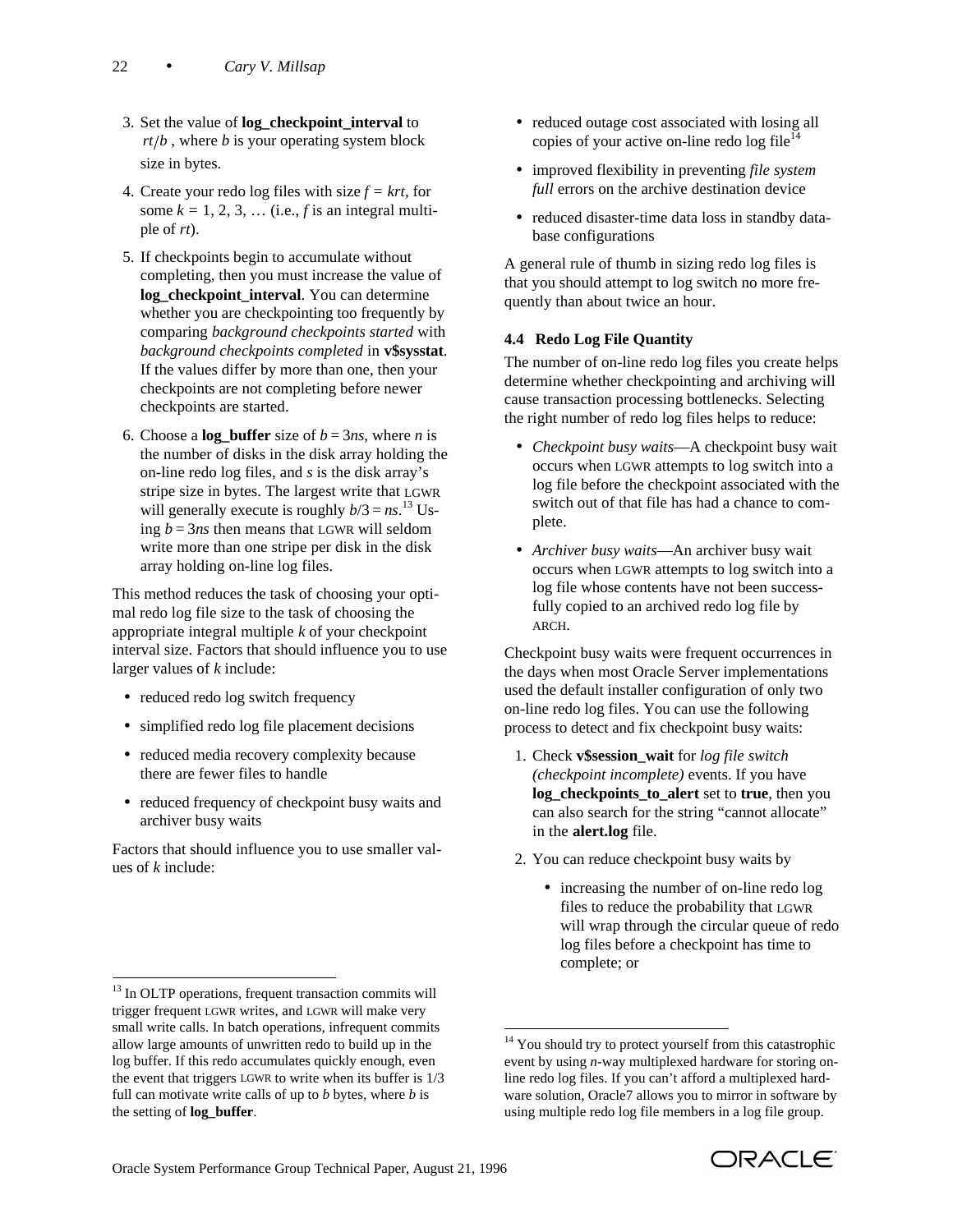3. Set the value of **log_checkpoint_interval** to $rt/b$, where $b$ is your operating system block size in bytes.

4. Create your redo log files with size $f = krt$, for some $k = 1, 2, 3, \ldots$ (i.e., $f$ is an integral multiple of $rt$).

5. If checkpoints begin to accumulate without completing, then you must increase the value of **log_checkpoint_interval**. You can determine whether you are checkpointing too frequently by comparing *background checkpoints started* with *background checkpoints completed* in **v$sysstat**. If the values differ by more than one, then your checkpoints are not completing before newer checkpoints are started.

6. Choose a **log_buffer** size of $b = 3ns$, where $n$ is the number of disks in the disk array holding the on-line redo log files, and $s$ is the disk array's stripe size in bytes. The largest write that LGWR will generally execute is roughly $b/3 = ns$.[13] Using $b = 3ns$ then means that LGWR will seldom write more than one stripe per disk in the disk array holding on-line log files.

This method reduces the task of choosing your optimal redo log file size to the task of choosing the appropriate integral multiple $k$ of your checkpoint interval size. Factors that should influence you to use larger values of $k$ include:

- reduced redo log switch frequency
- simplified redo log file placement decisions
- reduced media recovery complexity because there are fewer files to handle
- reduced frequency of checkpoint busy waits and archiver busy waits

Factors that should influence you to use smaller values of $k$ include:

- reduced outage cost associated with losing all copies of your active on-line redo log file[14]
- improved flexibility in preventing *file system full* errors on the archive destination device
- reduced disaster-time data loss in standby database configurations

A general rule of thumb in sizing redo log files is that you should attempt to log switch no more frequently than about twice an hour.

### 4.4 Redo Log File Quantity

The number of on-line redo log files you create helps determine whether checkpointing and archiving will cause transaction processing bottlenecks. Selecting the right number of redo log files helps to reduce:

- *Checkpoint busy waits*—A checkpoint busy wait occurs when LGWR attempts to log switch into a log file before the checkpoint associated with the switch out of that file has had a chance to complete.
- *Archiver busy waits*—An archiver busy wait occurs when LGWR attempts to log switch into a log file whose contents have not been successfully copied to an archived redo log file by ARCH.

Checkpoint busy waits were frequent occurrences in the days when most Oracle Server implementations used the default installer configuration of only two on-line redo log files. You can use the following process to detect and fix checkpoint busy waits:

1. Check **v$session_wait** for *log file switch (checkpoint incomplete)* events. If you have **log_checkpoints_to_alert** set to **true**, then you can also search for the string "cannot allocate" in the **alert.log** file.

2. You can reduce checkpoint busy waits by
   - increasing the number of on-line redo log files to reduce the probability that LGWR will wrap through the circular queue of redo log files before a checkpoint has time to complete; or

---

[13] In OLTP operations, frequent transaction commits will trigger frequent LGWR writes, and LGWR will make very small write calls. In batch operations, infrequent commits allow large amounts of unwritten redo to build up in the log buffer. If this redo accumulates quickly enough, even the event that triggers LGWR to write when its buffer is 1/3 full can motivate write calls of up to $b$ bytes, where $b$ is the setting of **log_buffer**.

[14] You should try to protect yourself from this catastrophic event by using $n$-way multiplexed hardware for storing on-line redo log files. If you can't afford a multiplexed hardware solution, Oracle7 allows you to mirror in software by using multiple redo log file members in a log file group.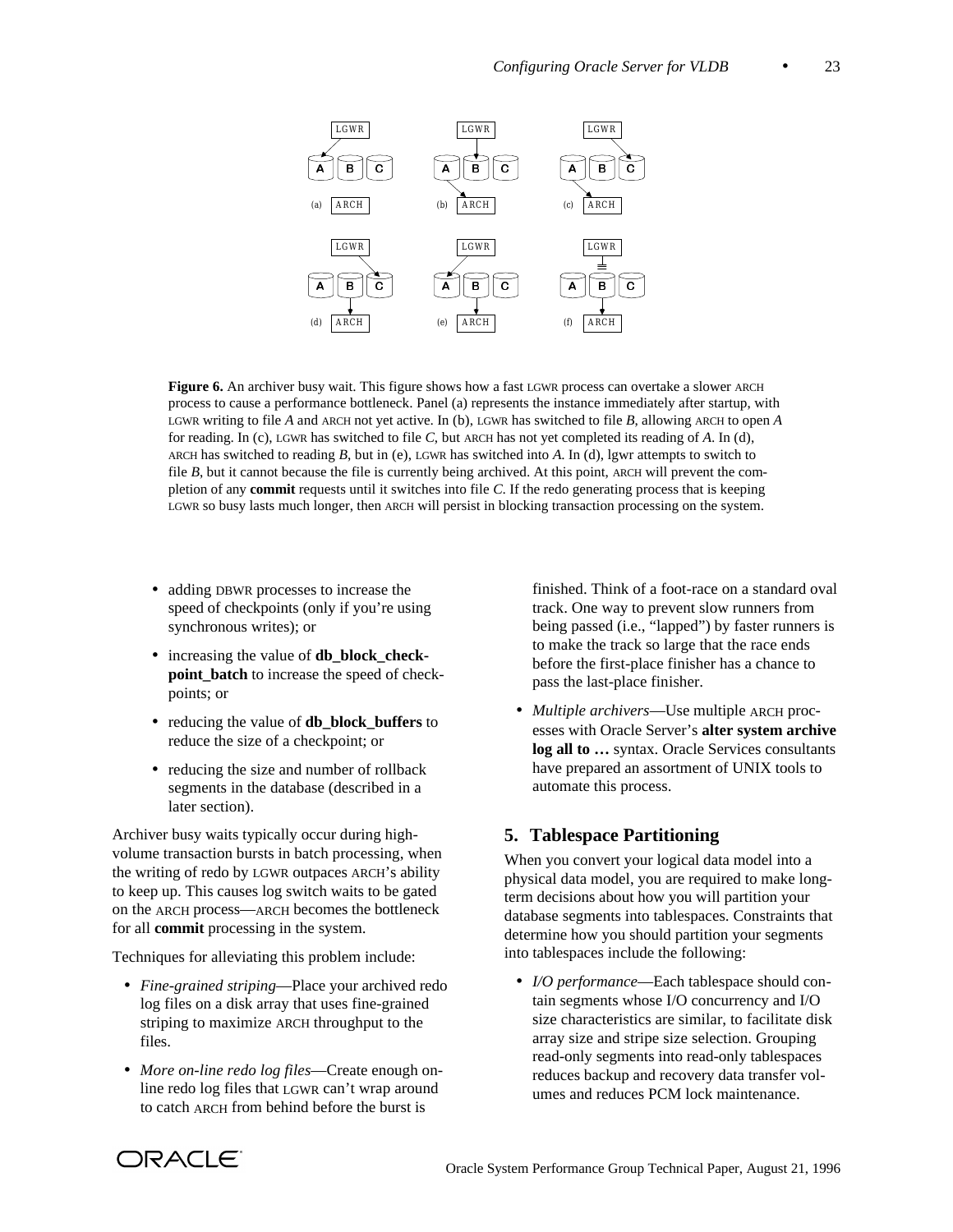**Figure 6.** An archiver busy wait. This figure shows how a fast LGWR process can overtake a slower ARCH process to cause a performance bottleneck. Panel (a) represents the instance immediately after startup, with LGWR writing to file *A* and ARCH not yet active. In (b), LGWR has switched to file *B*, allowing ARCH to open *A* for reading. In (c), LGWR has switched to file *C*, but ARCH has not yet completed its reading of *A*. In (d), ARCH has switched to reading *B*, but in (e), LGWR has switched into *A*. In (d), lgwr attempts to switch to file *B*, but it cannot because the file is currently being archived. At this point, ARCH will prevent the completion of any **commit** requests until it switches into file *C*. If the redo generating process that is keeping LGWR so busy lasts much longer, then ARCH will persist in blocking transaction processing on the system.

- adding DBWR processes to increase the speed of checkpoints (only if you're using synchronous writes); or
- increasing the value of **db_block_checkpoint_batch** to increase the speed of checkpoints; or
- reducing the value of **db_block_buffers** to reduce the size of a checkpoint; or
- reducing the size and number of rollback segments in the database (described in a later section).

Archiver busy waits typically occur during high-volume transaction bursts in batch processing, when the writing of redo by LGWR outpaces ARCH's ability to keep up. This causes log switch waits to be gated on the ARCH process—ARCH becomes the bottleneck for all **commit** processing in the system.

Techniques for alleviating this problem include:

- *Fine-grained striping*—Place your archived redo log files on a disk array that uses fine-grained striping to maximize ARCH throughput to the files.
- *More on-line redo log files*—Create enough on-line redo log files that LGWR can't wrap around to catch ARCH from behind before the burst is finished. Think of a foot-race on a standard oval track. One way to prevent slow runners from being passed (i.e., "lapped") by faster runners is to make the track so large that the race ends before the first-place finisher has a chance to pass the last-place finisher.
- *Multiple archivers*—Use multiple ARCH processes with Oracle Server's **alter system archive log all to …** syntax. Oracle Services consultants have prepared an assortment of UNIX tools to automate this process.

## 5. Tablespace Partitioning

When you convert your logical data model into a physical data model, you are required to make long-term decisions about how you will partition your database segments into tablespaces. Constraints that determine how you should partition your segments into tablespaces include the following:

- *I/O performance*—Each tablespace should contain segments whose I/O concurrency and I/O size characteristics are similar, to facilitate disk array size and stripe size selection. Grouping read-only segments into read-only tablespaces reduces backup and recovery data transfer volumes and reduces PCM lock maintenance.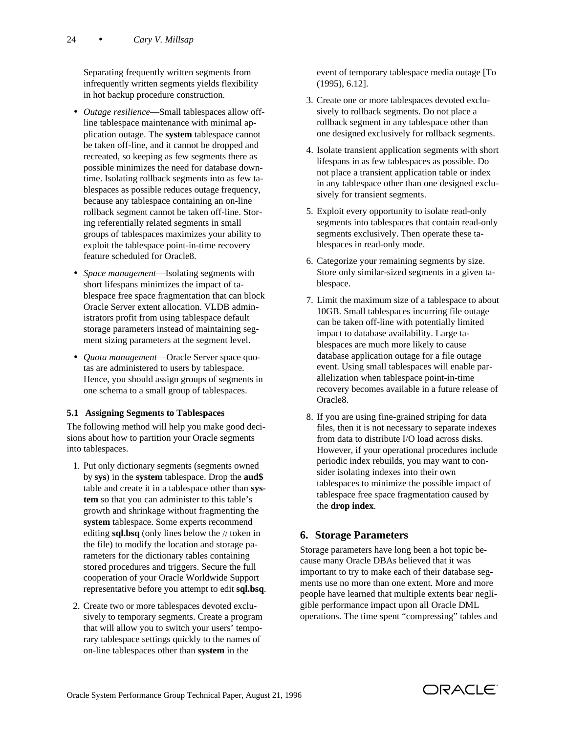Separating frequently written segments from infrequently written segments yields flexibility in hot backup procedure construction.

- *Outage resilience*—Small tablespaces allow off-line tablespace maintenance with minimal application outage. The **system** tablespace cannot be taken off-line, and it cannot be dropped and recreated, so keeping as few segments there as possible minimizes the need for database downtime. Isolating rollback segments into as few tablespaces as possible reduces outage frequency, because any tablespace containing an on-line rollback segment cannot be taken off-line. Storing referentially related segments in small groups of tablespaces maximizes your ability to exploit the tablespace point-in-time recovery feature scheduled for Oracle8.
- *Space management*—Isolating segments with short lifespans minimizes the impact of tablespace free space fragmentation that can block Oracle Server extent allocation. VLDB administrators profit from using tablespace default storage parameters instead of maintaining segment sizing parameters at the segment level.
- *Quota management*—Oracle Server space quotas are administered to users by tablespace. Hence, you should assign groups of segments in one schema to a small group of tablespaces.

### 5.1 Assigning Segments to Tablespaces

The following method will help you make good decisions about how to partition your Oracle segments into tablespaces.

1. Put only dictionary segments (segments owned by **sys**) in the **system** tablespace. Drop the **aud$** table and create it in a tablespace other than **system** so that you can administer to this table's growth and shrinkage without fragmenting the **system** tablespace. Some experts recommend editing **sql.bsq** (only lines below the // token in the file) to modify the location and storage parameters for the dictionary tables containing stored procedures and triggers. Secure the full cooperation of your Oracle Worldwide Support representative before you attempt to edit **sql.bsq**.
2. Create two or more tablespaces devoted exclusively to temporary segments. Create a program that will allow you to switch your users' temporary tablespace settings quickly to the names of on-line tablespaces other than **system** in the event of temporary tablespace media outage [To (1995), 6.12].
3. Create one or more tablespaces devoted exclusively to rollback segments. Do not place a rollback segment in any tablespace other than one designed exclusively for rollback segments.
4. Isolate transient application segments with short lifespans in as few tablespaces as possible. Do not place a transient application table or index in any tablespace other than one designed exclusively for transient segments.
5. Exploit every opportunity to isolate read-only segments into tablespaces that contain read-only segments exclusively. Then operate these tablespaces in read-only mode.
6. Categorize your remaining segments by size. Store only similar-sized segments in a given tablespace.
7. Limit the maximum size of a tablespace to about 10GB. Small tablespaces incurring file outage can be taken off-line with potentially limited impact to database availability. Large tablespaces are much more likely to cause database application outage for a file outage event. Using small tablespaces will enable parallelization when tablespace point-in-time recovery becomes available in a future release of Oracle8.
8. If you are using fine-grained striping for data files, then it is not necessary to separate indexes from data to distribute I/O load across disks. However, if your operational procedures include periodic index rebuilds, you may want to consider isolating indexes into their own tablespaces to minimize the possible impact of tablespace free space fragmentation caused by the **drop index**.

## 6. Storage Parameters

Storage parameters have long been a hot topic because many Oracle DBAs believed that it was important to try to make each of their database segments use no more than one extent. More and more people have learned that multiple extents bear negligible performance impact upon all Oracle DML operations. The time spent "compressing" tables and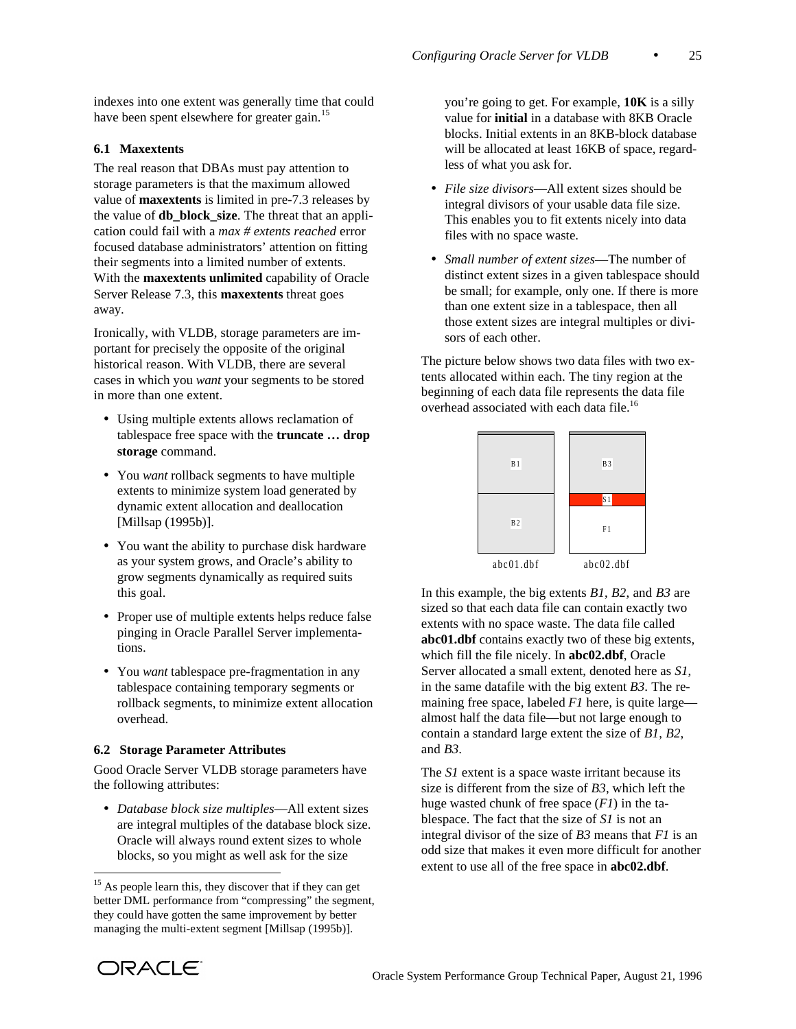indexes into one extent was generally time that could have been spent elsewhere for greater gain.[15]

### 6.1 Maxextents

The real reason that DBAs must pay attention to storage parameters is that the maximum allowed value of **maxextents** is limited in pre-7.3 releases by the value of **db_block_size**. The threat that an application could fail with a *max # extents reached* error focused database administrators' attention on fitting their segments into a limited number of extents. With the **maxextents unlimited** capability of Oracle Server Release 7.3, this **maxextents** threat goes away.

Ironically, with VLDB, storage parameters are important for precisely the opposite of the original historical reason. With VLDB, there are several cases in which you *want* your segments to be stored in more than one extent.

- Using multiple extents allows reclamation of tablespace free space with the **truncate … drop storage** command.
- You *want* rollback segments to have multiple extents to minimize system load generated by dynamic extent allocation and deallocation [Millsap (1995b)].
- You want the ability to purchase disk hardware as your system grows, and Oracle's ability to grow segments dynamically as required suits this goal.
- Proper use of multiple extents helps reduce false pinging in Oracle Parallel Server implementations.
- You *want* tablespace pre-fragmentation in any tablespace containing temporary segments or rollback segments, to minimize extent allocation overhead.

### 6.2 Storage Parameter Attributes

Good Oracle Server VLDB storage parameters have the following attributes:

- *Database block size multiples*—All extent sizes are integral multiples of the database block size. Oracle will always round extent sizes to whole blocks, so you might as well ask for the size you're going to get. For example, **10K** is a silly value for **initial** in a database with 8KB Oracle blocks. Initial extents in an 8KB-block database will be allocated at least 16KB of space, regardless of what you ask for.
- *File size divisors*—All extent sizes should be integral divisors of your usable data file size. This enables you to fit extents nicely into data files with no space waste.
- *Small number of extent sizes*—The number of distinct extent sizes in a given tablespace should be small; for example, only one. If there is more than one extent size in a tablespace, then all those extent sizes are integral multiples or divisors of each other.

The picture below shows two data files with two extents allocated within each. The tiny region at the beginning of each data file represents the data file overhead associated with each data file.[16]

| abc01.dbf | abc02.dbf |
|---|---|
| B1 | B3 |
| B2 | S1 |
| | F1 |

In this example, the big extents *B1*, *B2*, and *B3* are sized so that each data file can contain exactly two extents with no space waste. The data file called **abc01.dbf** contains exactly two of these big extents, which fill the file nicely. In **abc02.dbf**, Oracle Server allocated a small extent, denoted here as *S1*, in the same datafile with the big extent *B3*. The remaining free space, labeled *F1* here, is quite large—almost half the data file—but not large enough to contain a standard large extent the size of *B1*, *B2*, and *B3*.

The *S1* extent is a space waste irritant because its size is different from the size of *B3*, which left the huge wasted chunk of free space (*F1*) in the tablespace. The fact that the size of *S1* is not an integral divisor of the size of *B3* means that *F1* is an odd size that makes it even more difficult for another extent to use all of the free space in **abc02.dbf**.

---

[15] As people learn this, they discover that if they can get better DML performance from "compressing" the segment, they could have gotten the same improvement by better managing the multi-extent segment [Millsap (1995b)].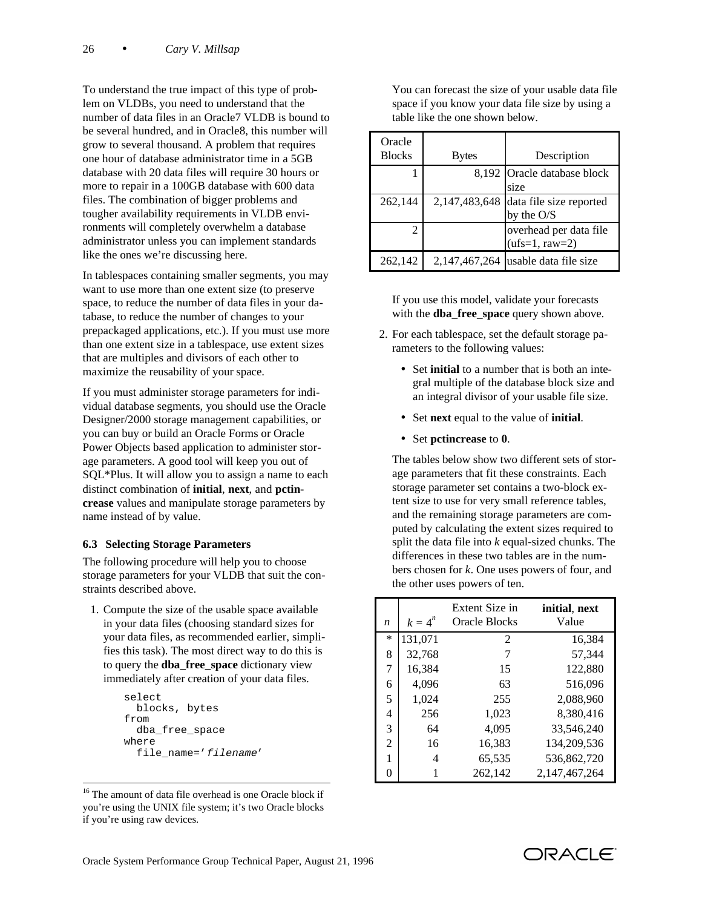To understand the true impact of this type of problem on VLDBs, you need to understand that the number of data files in an Oracle7 VLDB is bound to be several hundred, and in Oracle8, this number will grow to several thousand. A problem that requires one hour of database administrator time in a 5GB database with 20 data files will require 30 hours or more to repair in a 100GB database with 600 data files. The combination of bigger problems and tougher availability requirements in VLDB environments will completely overwhelm a database administrator unless you can implement standards like the ones we're discussing here.

In tablespaces containing smaller segments, you may want to use more than one extent size (to preserve space, to reduce the number of data files in your database, to reduce the number of changes to your prepackaged applications, etc.). If you must use more than one extent size in a tablespace, use extent sizes that are multiples and divisors of each other to maximize the reusability of your space.

If you must administer storage parameters for individual database segments, you should use the Oracle Designer/2000 storage management capabilities, or you can buy or build an Oracle Forms or Oracle Power Objects based application to administer storage parameters. A good tool will keep you out of SQL*Plus. It will allow you to assign a name to each distinct combination of **initial**, **next**, and **pctincrease** values and manipulate storage parameters by name instead of by value.

### 6.3 Selecting Storage Parameters

The following procedure will help you to choose storage parameters for your VLDB that suit the constraints described above.

1. Compute the size of the usable space available in your data files (choosing standard sizes for your data files, as recommended earlier, simplifies this task). The most direct way to do this is to query the **dba_free_space** dictionary view immediately after creation of your data files.

```
select
  blocks, bytes
from
  dba_free_space
where
  file_name='filename'
```

   You can forecast the size of your usable data file space if you know your data file size by using a table like the one shown below.

| Oracle Blocks | Bytes | Description |
|---|---|---|
| 1 | 8,192 | Oracle database block size |
| 262,144 | 2,147,483,648 | data file size reported by the O/S |
| 2 | | overhead per data file (ufs=1, raw=2) |
| 262,142 | 2,147,467,264 | usable data file size |

   If you use this model, validate your forecasts with the **dba_free_space** query shown above.

2. For each tablespace, set the default storage parameters to the following values:

   - Set **initial** to a number that is both an integral multiple of the database block size and an integral divisor of your usable file size.
   - Set **next** equal to the value of **initial**.
   - Set **pctincrease** to **0**.

   The tables below show two different sets of storage parameters that fit these constraints. Each storage parameter set contains a two-block extent size to use for very small reference tables, and the remaining storage parameters are computed by calculating the extent sizes required to split the data file into *k* equal-sized chunks. The differences in these two tables are in the numbers chosen for *k*. One uses powers of four, and the other uses powers of ten.

| *n* | $k = 4^n$ | Extent Size in Oracle Blocks | **initial**, **next** Value |
|---|---|---|---|
| * | 131,071 | 2 | 16,384 |
| 8 | 32,768 | 7 | 57,344 |
| 7 | 16,384 | 15 | 122,880 |
| 6 | 4,096 | 63 | 516,096 |
| 5 | 1,024 | 255 | 2,088,960 |
| 4 | 256 | 1,023 | 8,380,416 |
| 3 | 64 | 4,095 | 33,546,240 |
| 2 | 16 | 16,383 | 134,209,536 |
| 1 | 4 | 65,535 | 536,862,720 |
| 0 | 1 | 262,142 | 2,147,467,264 |

---

[16] The amount of data file overhead is one Oracle block if you're using the UNIX file system; it's two Oracle blocks if you're using raw devices.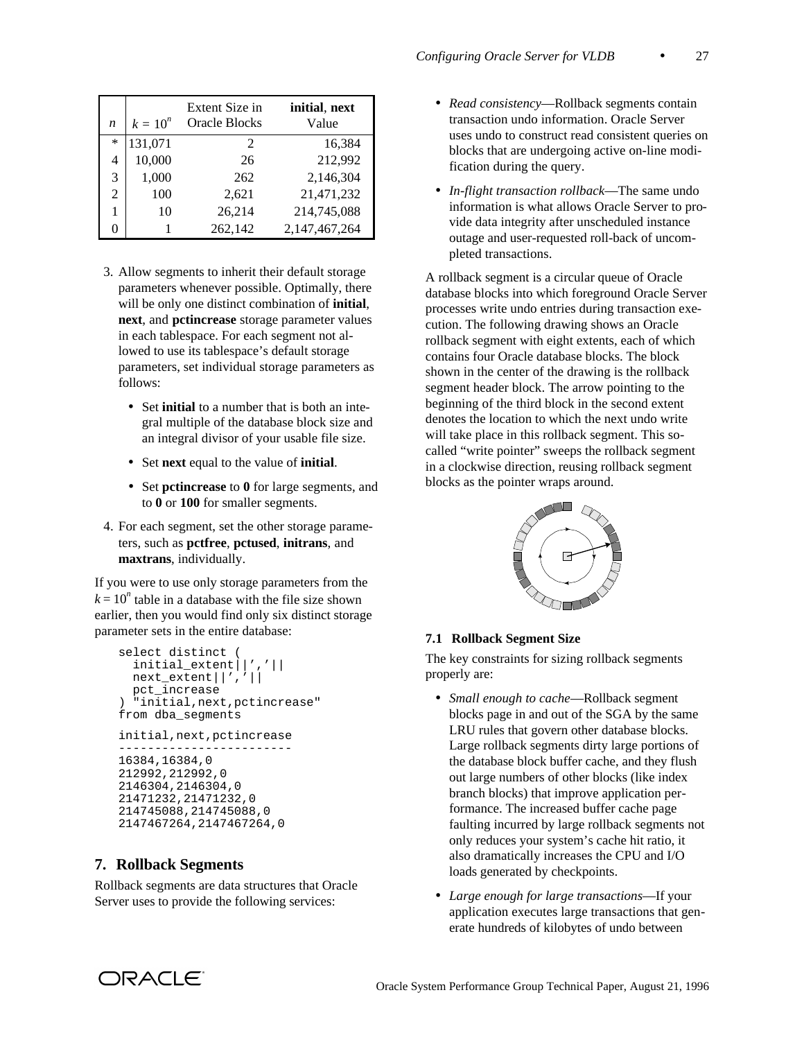| $n$ | $k = 10^n$ | Extent Size in Oracle Blocks | **initial**, **next** Value |
|---|---|---|---|
| * | 131,071 | 2 | 16,384 |
| 4 | 10,000 | 26 | 212,992 |
| 3 | 1,000 | 262 | 2,146,304 |
| 2 | 100 | 2,621 | 21,471,232 |
| 1 | 10 | 26,214 | 214,745,088 |
| 0 | 1 | 262,142 | 2,147,467,264 |

3. Allow segments to inherit their default storage parameters whenever possible. Optimally, there will be only one distinct combination of **initial**, **next**, and **pctincrease** storage parameter values in each tablespace. For each segment not allowed to use its tablespace's default storage parameters, set individual storage parameters as follows:
   - Set **initial** to a number that is both an integral multiple of the database block size and an integral divisor of your usable file size.
   - Set **next** equal to the value of **initial**.
   - Set **pctincrease** to **0** for large segments, and to **0** or **100** for smaller segments.
4. For each segment, set the other storage parameters, such as **pctfree**, **pctused**, **initrans**, and **maxtrans**, individually.

If you were to use only storage parameters from the $k = 10^n$ table in a database with the file size shown earlier, then you would find only six distinct storage parameter sets in the entire database:

```
select distinct (
  initial_extent||','||
  next_extent||','||
  pct_increase
) "initial,next,pctincrease"
from dba_segments

initial,next,pctincrease
------------------------
16384,16384,0
212992,212992,0
2146304,2146304,0
21471232,21471232,0
214745088,214745088,0
2147467264,2147467264,0
```

## 7. Rollback Segments

Rollback segments are data structures that Oracle Server uses to provide the following services:

- *Read consistency*—Rollback segments contain transaction undo information. Oracle Server uses undo to construct read consistent queries on blocks that are undergoing active on-line modification during the query.
- *In-flight transaction rollback*—The same undo information is what allows Oracle Server to provide data integrity after unscheduled instance outage and user-requested roll-back of uncompleted transactions.

A rollback segment is a circular queue of Oracle database blocks into which foreground Oracle Server processes write undo entries during transaction execution. The following drawing shows an Oracle rollback segment with eight extents, each of which contains four Oracle database blocks. The block shown in the center of the drawing is the rollback segment header block. The arrow pointing to the beginning of the third block in the second extent denotes the location to which the next undo write will take place in this rollback segment. This so-called "write pointer" sweeps the rollback segment in a clockwise direction, reusing rollback segment blocks as the pointer wraps around.

### 7.1 Rollback Segment Size

The key constraints for sizing rollback segments properly are:

- *Small enough to cache*—Rollback segment blocks page in and out of the SGA by the same LRU rules that govern other database blocks. Large rollback segments dirty large portions of the database block buffer cache, and they flush out large numbers of other blocks (like index branch blocks) that improve application performance. The increased buffer cache page faulting incurred by large rollback segments not only reduces your system's cache hit ratio, it also dramatically increases the CPU and I/O loads generated by checkpoints.
- *Large enough for large transactions*—If your application executes large transactions that generate hundreds of kilobytes of undo between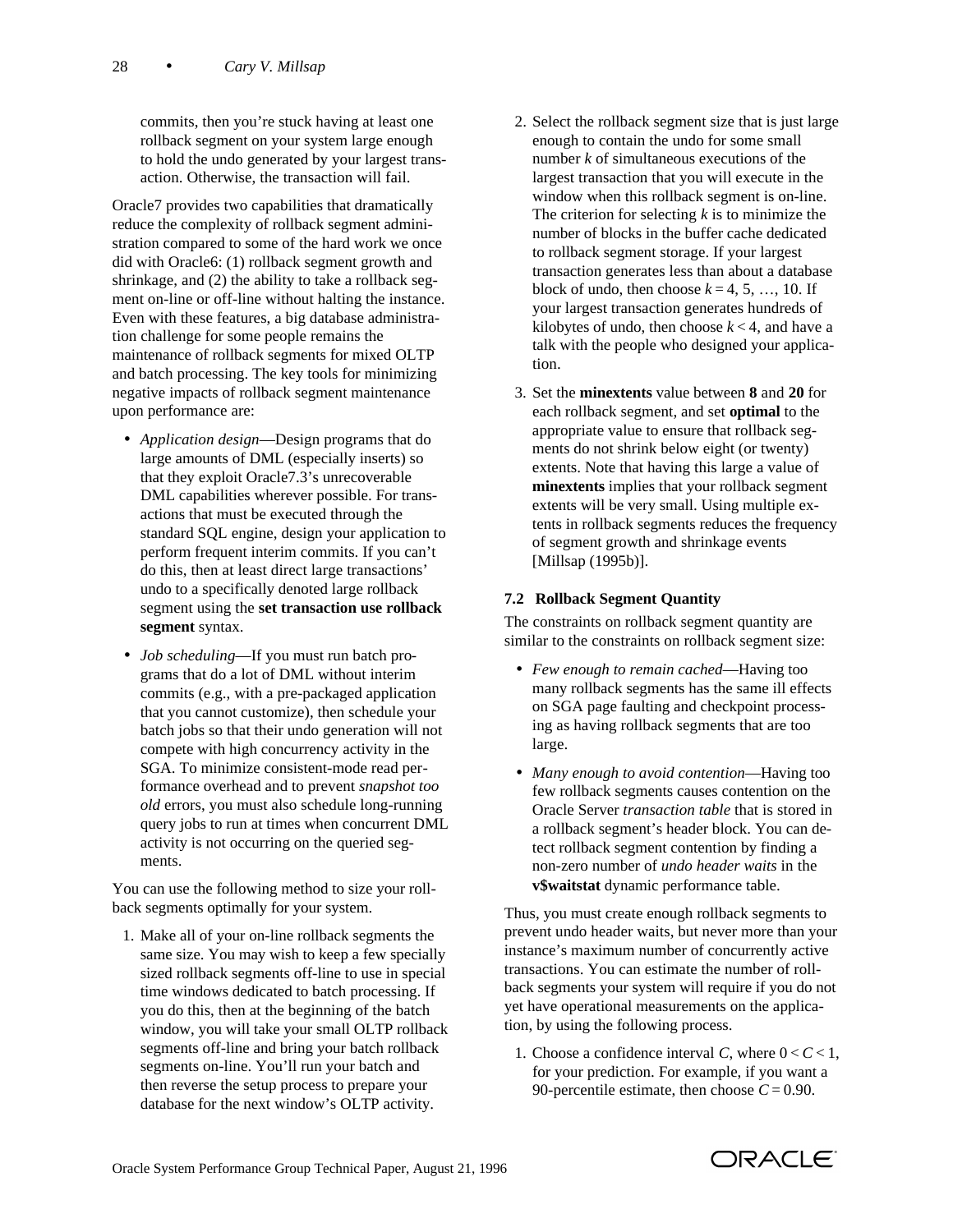commits, then you're stuck having at least one rollback segment on your system large enough to hold the undo generated by your largest transaction. Otherwise, the transaction will fail.

Oracle7 provides two capabilities that dramatically reduce the complexity of rollback segment administration compared to some of the hard work we once did with Oracle6: (1) rollback segment growth and shrinkage, and (2) the ability to take a rollback segment on-line or off-line without halting the instance. Even with these features, a big database administration challenge for some people remains the maintenance of rollback segments for mixed OLTP and batch processing. The key tools for minimizing negative impacts of rollback segment maintenance upon performance are:

- *Application design*—Design programs that do large amounts of DML (especially inserts) so that they exploit Oracle7.3's unrecoverable DML capabilities wherever possible. For transactions that must be executed through the standard SQL engine, design your application to perform frequent interim commits. If you can't do this, then at least direct large transactions' undo to a specifically denoted large rollback segment using the **set transaction use rollback segment** syntax.
- *Job scheduling*—If you must run batch programs that do a lot of DML without interim commits (e.g., with a pre-packaged application that you cannot customize), then schedule your batch jobs so that their undo generation will not compete with high concurrency activity in the SGA. To minimize consistent-mode read performance overhead and to prevent *snapshot too old* errors, you must also schedule long-running query jobs to run at times when concurrent DML activity is not occurring on the queried segments.

You can use the following method to size your rollback segments optimally for your system.

1. Make all of your on-line rollback segments the same size. You may wish to keep a few specially sized rollback segments off-line to use in special time windows dedicated to batch processing. If you do this, then at the beginning of the batch window, you will take your small OLTP rollback segments off-line and bring your batch rollback segments on-line. You'll run your batch and then reverse the setup process to prepare your database for the next window's OLTP activity.
2. Select the rollback segment size that is just large enough to contain the undo for some small number $k$ of simultaneous executions of the largest transaction that you will execute in the window when this rollback segment is on-line. The criterion for selecting $k$ is to minimize the number of blocks in the buffer cache dedicated to rollback segment storage. If your largest transaction generates less than about a database block of undo, then choose $k = 4, 5, \ldots, 10$. If your largest transaction generates hundreds of kilobytes of undo, then choose $k < 4$, and have a talk with the people who designed your application.
3. Set the **minextents** value between **8** and **20** for each rollback segment, and set **optimal** to the appropriate value to ensure that rollback segments do not shrink below eight (or twenty) extents. Note that having this large a value of **minextents** implies that your rollback segment extents will be very small. Using multiple extents in rollback segments reduces the frequency of segment growth and shrinkage events [Millsap (1995b)].

### 7.2 Rollback Segment Quantity

The constraints on rollback segment quantity are similar to the constraints on rollback segment size:

- *Few enough to remain cached*—Having too many rollback segments has the same ill effects on SGA page faulting and checkpoint processing as having rollback segments that are too large.
- *Many enough to avoid contention*—Having too few rollback segments causes contention on the Oracle Server *transaction table* that is stored in a rollback segment's header block. You can detect rollback segment contention by finding a non-zero number of *undo header waits* in the **v$waitstat** dynamic performance table.

Thus, you must create enough rollback segments to prevent undo header waits, but never more than your instance's maximum number of concurrently active transactions. You can estimate the number of rollback segments your system will require if you do not yet have operational measurements on the application, by using the following process.

1. Choose a confidence interval $C$, where $0 < C < 1$, for your prediction. For example, if you want a 90-percentile estimate, then choose $C = 0.90$.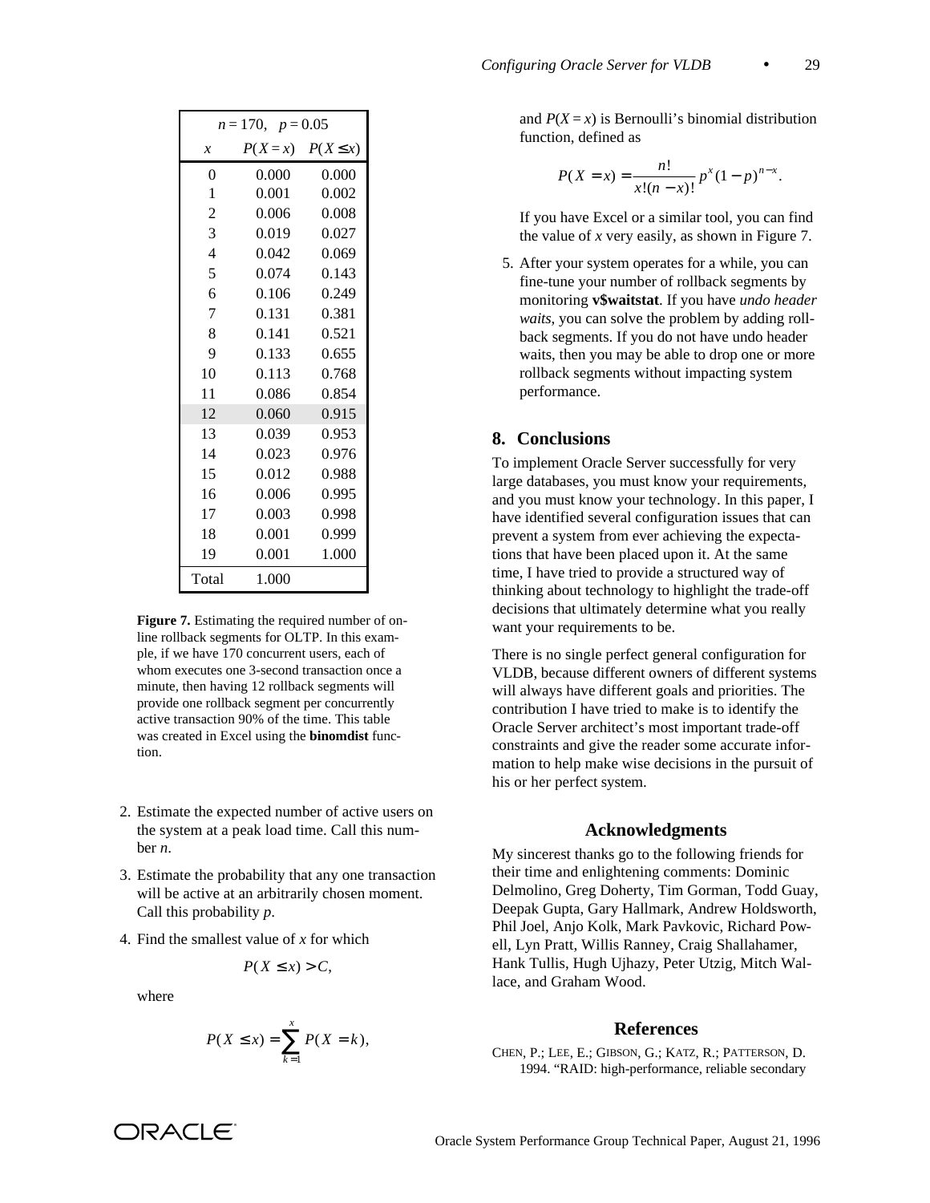| $n = 170,\quad p = 0.05$ | | |
|---|---|---|
| $x$ | $P(X=x)$ | $P(X \le x)$ |
| 0 | 0.000 | 0.000 |
| 1 | 0.001 | 0.002 |
| 2 | 0.006 | 0.008 |
| 3 | 0.019 | 0.027 |
| 4 | 0.042 | 0.069 |
| 5 | 0.074 | 0.143 |
| 6 | 0.106 | 0.249 |
| 7 | 0.131 | 0.381 |
| 8 | 0.141 | 0.521 |
| 9 | 0.133 | 0.655 |
| 10 | 0.113 | 0.768 |
| 11 | 0.086 | 0.854 |
| 12 | 0.060 | 0.915 |
| 13 | 0.039 | 0.953 |
| 14 | 0.023 | 0.976 |
| 15 | 0.012 | 0.988 |
| 16 | 0.006 | 0.995 |
| 17 | 0.003 | 0.998 |
| 18 | 0.001 | 0.999 |
| 19 | 0.001 | 1.000 |
| Total | 1.000 | |

**Figure 7.** Estimating the required number of on-line rollback segments for OLTP. In this example, if we have 170 concurrent users, each of whom executes one 3-second transaction once a minute, then having 12 rollback segments will provide one rollback segment per concurrently active transaction 90% of the time. This table was created in Excel using the **binomdist** function.

2. Estimate the expected number of active users on the system at a peak load time. Call this number $n$.
3. Estimate the probability that any one transaction will be active at an arbitrarily chosen moment. Call this probability $p$.
4. Find the smallest value of $x$ for which

   $$P(X \le x) > C,$$

   where

   $$P(X \le x) = \sum_{k=1}^{x} P(X = k),$$

   and $P(X = x)$ is Bernoulli's binomial distribution function, defined as

   $$P(X = x) = \frac{n!}{x!(n-x)!} p^x (1-p)^{n-x}.$$

   If you have Excel or a similar tool, you can find the value of $x$ very easily, as shown in Figure 7.
5. After your system operates for a while, you can fine-tune your number of rollback segments by monitoring **v$waitstat**. If you have *undo header waits*, you can solve the problem by adding rollback segments. If you do not have undo header waits, then you may be able to drop one or more rollback segments without impacting system performance.

## 8. Conclusions

To implement Oracle Server successfully for very large databases, you must know your requirements, and you must know your technology. In this paper, I have identified several configuration issues that can prevent a system from ever achieving the expectations that have been placed upon it. At the same time, I have tried to provide a structured way of thinking about technology to highlight the trade-off decisions that ultimately determine what you really want your requirements to be.

There is no single perfect general configuration for VLDB, because different owners of different systems will always have different goals and priorities. The contribution I have tried to make is to identify the Oracle Server architect's most important trade-off constraints and give the reader some accurate information to help make wise decisions in the pursuit of his or her perfect system.

## Acknowledgments

My sincerest thanks go to the following friends for their time and enlightening comments: Dominic Delmolino, Greg Doherty, Tim Gorman, Todd Guay, Deepak Gupta, Gary Hallmark, Andrew Holdsworth, Phil Joel, Anjo Kolk, Mark Pavkovic, Richard Powell, Lyn Pratt, Willis Ranney, Craig Shallahamer, Hank Tullis, Hugh Ujhazy, Peter Utzig, Mitch Wallace, and Graham Wood.

## References

CHEN, P.; LEE, E.; GIBSON, G.; KATZ, R.; PATTERSON, D. 1994. "RAID: high-performance, reliable secondary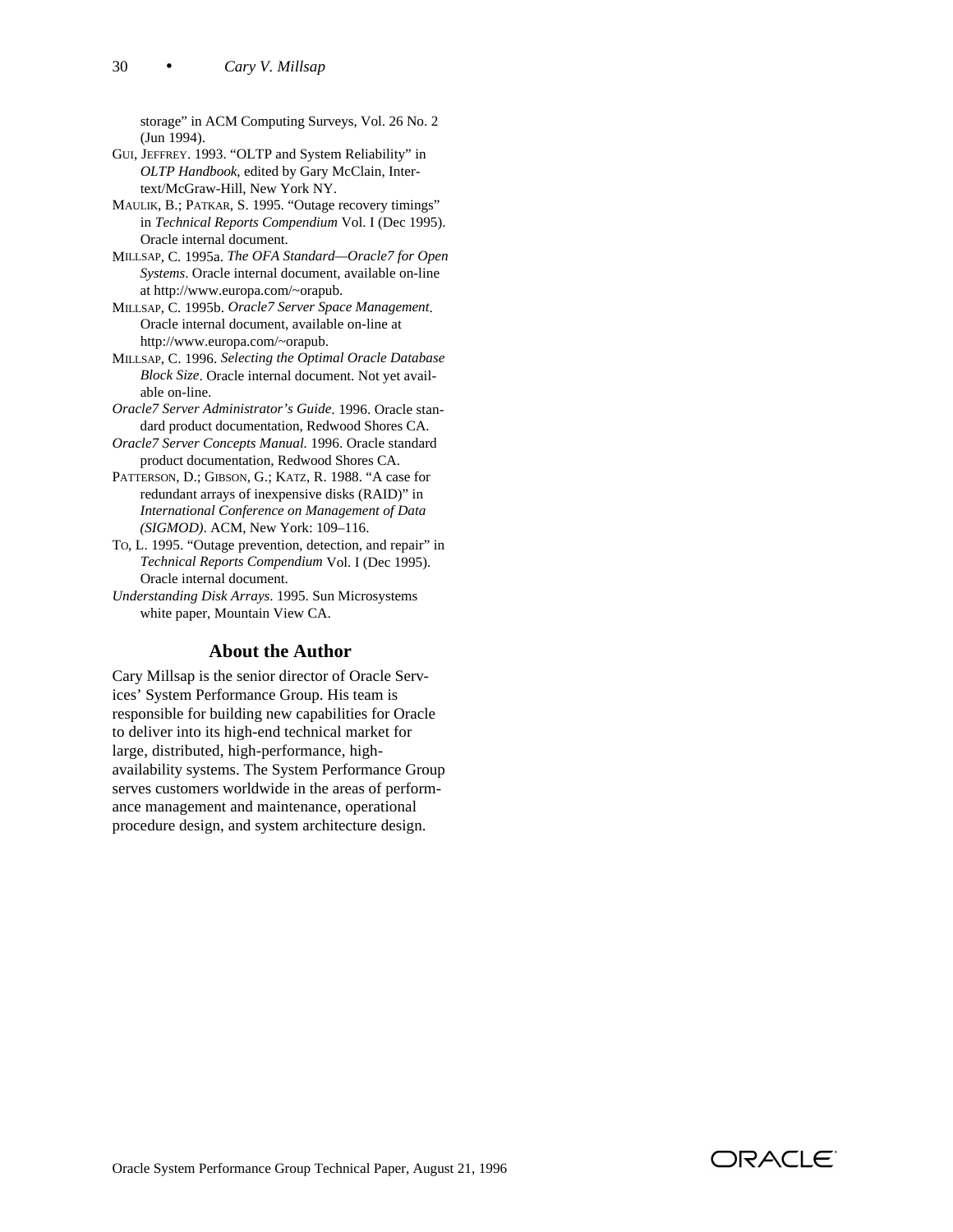storage" in ACM Computing Surveys, Vol. 26 No. 2 (Jun 1994).

GUI, JEFFREY. 1993. "OLTP and System Reliability" in *OLTP Handbook*, edited by Gary McClain, Intertext/McGraw-Hill, New York NY.

MAULIK, B.; PATKAR, S. 1995. "Outage recovery timings" in *Technical Reports Compendium* Vol. I (Dec 1995). Oracle internal document.

MILLSAP, C. 1995a. *The OFA Standard—Oracle7 for Open Systems*. Oracle internal document, available on-line at http://www.europa.com/~orapub.

MILLSAP, C. 1995b. *Oracle7 Server Space Management*. Oracle internal document, available on-line at http://www.europa.com/~orapub.

MILLSAP, C. 1996. *Selecting the Optimal Oracle Database Block Size*. Oracle internal document. Not yet available on-line.

*Oracle7 Server Administrator's Guide*. 1996. Oracle standard product documentation, Redwood Shores CA.

*Oracle7 Server Concepts Manual.* 1996. Oracle standard product documentation, Redwood Shores CA.

PATTERSON, D.; GIBSON, G.; KATZ, R. 1988. "A case for redundant arrays of inexpensive disks (RAID)" in *International Conference on Management of Data (SIGMOD)*. ACM, New York: 109–116.

TO, L. 1995. "Outage prevention, detection, and repair" in *Technical Reports Compendium* Vol. I (Dec 1995). Oracle internal document.

*Understanding Disk Arrays*. 1995. Sun Microsystems white paper, Mountain View CA.

## About the Author

Cary Millsap is the senior director of Oracle Services' System Performance Group. His team is responsible for building new capabilities for Oracle to deliver into its high-end technical market for large, distributed, high-performance, high-availability systems. The System Performance Group serves customers worldwide in the areas of performance management and maintenance, operational procedure design, and system architecture design.